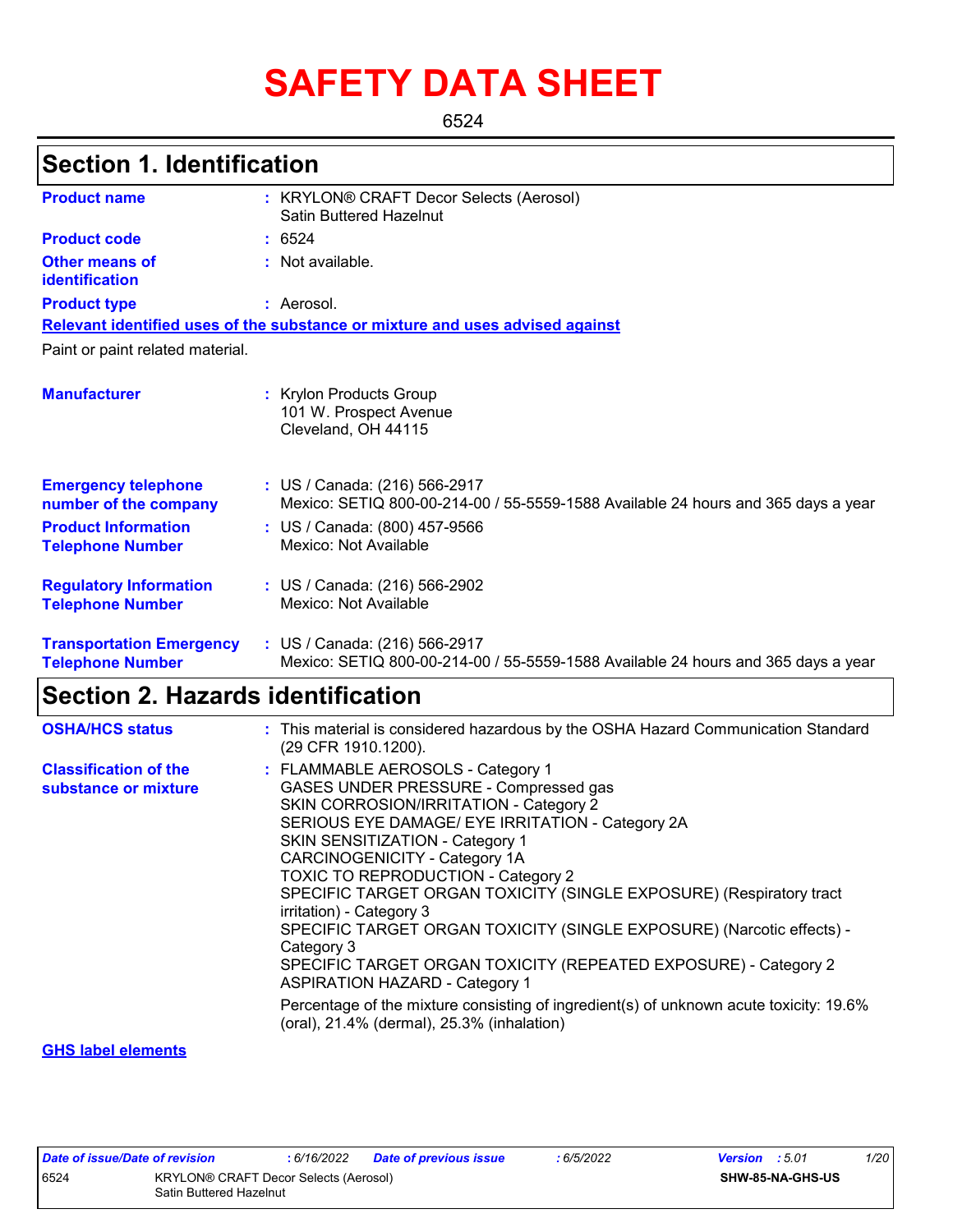# SAFETY DATA SHEET

6524

## Section 1. Identification

**Product name** : KRYLON® CRAFT Decor Selects (Aerosol) Satin Buttered Hazelnut

**Product code** : 6524

**Other means of identification** : Not available.

**Product type** : Aerosol.

**Relevant identified uses of the substance or mixture and uses advised against**

Paint or paint related material.

**Manufacturer** : Krylon Products Group
101 W. Prospect Avenue
Cleveland, OH 44115

**Emergency telephone number of the company** : US / Canada: (216) 566-2917
Mexico: SETIQ 800-00-214-00 / 55-5559-1588 Available 24 hours and 365 days a year

**Product Information Telephone Number** : US / Canada: (800) 457-9566
Mexico: Not Available

**Regulatory Information Telephone Number** : US / Canada: (216) 566-2902
Mexico: Not Available

**Transportation Emergency Telephone Number** : US / Canada: (216) 566-2917
Mexico: SETIQ 800-00-214-00 / 55-5559-1588 Available 24 hours and 365 days a year

## Section 2. Hazards identification

**OSHA/HCS status** : This material is considered hazardous by the OSHA Hazard Communication Standard (29 CFR 1910.1200).

**Classification of the substance or mixture** : FLAMMABLE AEROSOLS - Category 1
GASES UNDER PRESSURE - Compressed gas
SKIN CORROSION/IRRITATION - Category 2
SERIOUS EYE DAMAGE/ EYE IRRITATION - Category 2A
SKIN SENSITIZATION - Category 1
CARCINOGENICITY - Category 1A
TOXIC TO REPRODUCTION - Category 2
SPECIFIC TARGET ORGAN TOXICITY (SINGLE EXPOSURE) (Respiratory tract irritation) - Category 3
SPECIFIC TARGET ORGAN TOXICITY (SINGLE EXPOSURE) (Narcotic effects) - Category 3
SPECIFIC TARGET ORGAN TOXICITY (REPEATED EXPOSURE) - Category 2
ASPIRATION HAZARD - Category 1

Percentage of the mixture consisting of ingredient(s) of unknown acute toxicity: 19.6% (oral), 21.4% (dermal), 25.3% (inhalation)

**GHS label elements**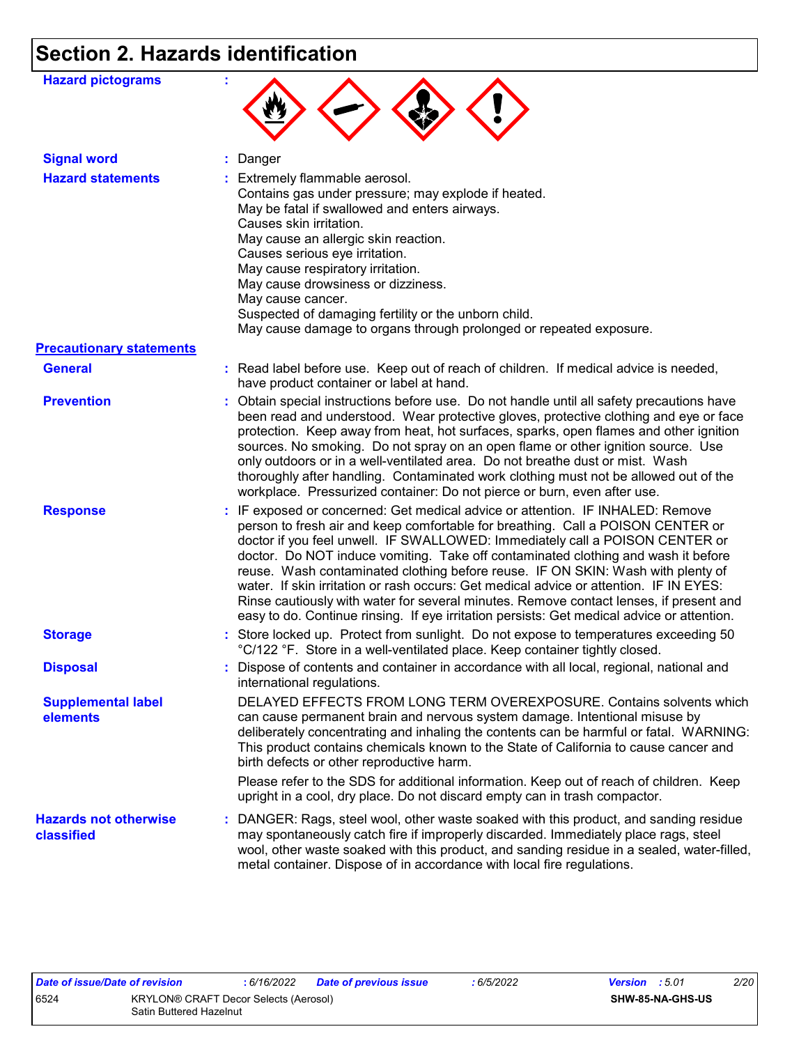# Section 2. Hazards identification

**Hazard pictograms** :

**Signal word** : Danger

**Hazard statements** : Extremely flammable aerosol.
Contains gas under pressure; may explode if heated.
May be fatal if swallowed and enters airways.
Causes skin irritation.
May cause an allergic skin reaction.
Causes serious eye irritation.
May cause respiratory irritation.
May cause drowsiness or dizziness.
May cause cancer.
Suspected of damaging fertility or the unborn child.
May cause damage to organs through prolonged or repeated exposure.

**Precautionary statements**

**General** : Read label before use. Keep out of reach of children. If medical advice is needed, have product container or label at hand.

**Prevention** : Obtain special instructions before use. Do not handle until all safety precautions have been read and understood. Wear protective gloves, protective clothing and eye or face protection. Keep away from heat, hot surfaces, sparks, open flames and other ignition sources. No smoking. Do not spray on an open flame or other ignition source. Use only outdoors or in a well-ventilated area. Do not breathe dust or mist. Wash thoroughly after handling. Contaminated work clothing must not be allowed out of the workplace. Pressurized container: Do not pierce or burn, even after use.

**Response** : IF exposed or concerned: Get medical advice or attention. IF INHALED: Remove person to fresh air and keep comfortable for breathing. Call a POISON CENTER or doctor if you feel unwell. IF SWALLOWED: Immediately call a POISON CENTER or doctor. Do NOT induce vomiting. Take off contaminated clothing and wash it before reuse. Wash contaminated clothing before reuse. IF ON SKIN: Wash with plenty of water. If skin irritation or rash occurs: Get medical advice or attention. IF IN EYES: Rinse cautiously with water for several minutes. Remove contact lenses, if present and easy to do. Continue rinsing. If eye irritation persists: Get medical advice or attention.

**Storage** : Store locked up. Protect from sunlight. Do not expose to temperatures exceeding 50 °C/122 °F. Store in a well-ventilated place. Keep container tightly closed.

**Disposal** : Dispose of contents and container in accordance with all local, regional, national and international regulations.

**Supplemental label elements** DELAYED EFFECTS FROM LONG TERM OVEREXPOSURE. Contains solvents which can cause permanent brain and nervous system damage. Intentional misuse by deliberately concentrating and inhaling the contents can be harmful or fatal. WARNING: This product contains chemicals known to the State of California to cause cancer and birth defects or other reproductive harm.

Please refer to the SDS for additional information. Keep out of reach of children. Keep upright in a cool, dry place. Do not discard empty can in trash compactor.

**Hazards not otherwise classified** : DANGER: Rags, steel wool, other waste soaked with this product, and sanding residue may spontaneously catch fire if improperly discarded. Immediately place rags, steel wool, other waste soaked with this product, and sanding residue in a sealed, water-filled, metal container. Dispose of in accordance with local fire regulations.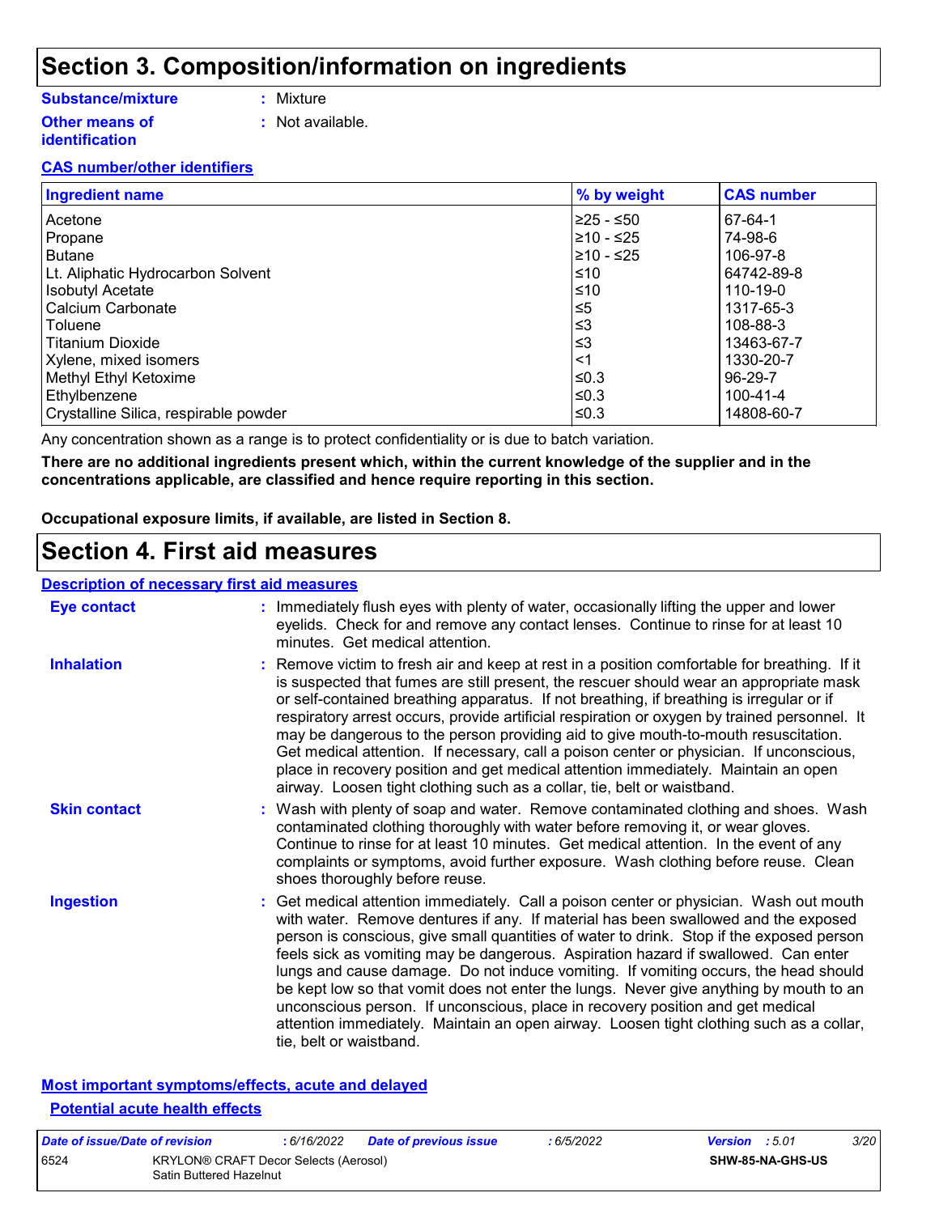# Section 3. Composition/information on ingredients

**Substance/mixture** : Mixture

**Other means of identification** : Not available.

**CAS number/other identifiers**

| Ingredient name | % by weight | CAS number |
|---|---|---|
| Acetone | ≥25 - ≤50 | 67-64-1 |
| Propane | ≥10 - ≤25 | 74-98-6 |
| Butane | ≥10 - ≤25 | 106-97-8 |
| Lt. Aliphatic Hydrocarbon Solvent | ≤10 | 64742-89-8 |
| Isobutyl Acetate | ≤10 | 110-19-0 |
| Calcium Carbonate | ≤5 | 1317-65-3 |
| Toluene | ≤3 | 108-88-3 |
| Titanium Dioxide | ≤3 | 13463-67-7 |
| Xylene, mixed isomers | <1 | 1330-20-7 |
| Methyl Ethyl Ketoxime | ≤0.3 | 96-29-7 |
| Ethylbenzene | ≤0.3 | 100-41-4 |
| Crystalline Silica, respirable powder | ≤0.3 | 14808-60-7 |

Any concentration shown as a range is to protect confidentiality or is due to batch variation.

**There are no additional ingredients present which, within the current knowledge of the supplier and in the concentrations applicable, are classified and hence require reporting in this section.**

**Occupational exposure limits, if available, are listed in Section 8.**

# Section 4. First aid measures

**Description of necessary first aid measures**

**Eye contact** : Immediately flush eyes with plenty of water, occasionally lifting the upper and lower eyelids. Check for and remove any contact lenses. Continue to rinse for at least 10 minutes. Get medical attention.

**Inhalation** : Remove victim to fresh air and keep at rest in a position comfortable for breathing. If it is suspected that fumes are still present, the rescuer should wear an appropriate mask or self-contained breathing apparatus. If not breathing, if breathing is irregular or if respiratory arrest occurs, provide artificial respiration or oxygen by trained personnel. It may be dangerous to the person providing aid to give mouth-to-mouth resuscitation. Get medical attention. If necessary, call a poison center or physician. If unconscious, place in recovery position and get medical attention immediately. Maintain an open airway. Loosen tight clothing such as a collar, tie, belt or waistband.

**Skin contact** : Wash with plenty of soap and water. Remove contaminated clothing and shoes. Wash contaminated clothing thoroughly with water before removing it, or wear gloves. Continue to rinse for at least 10 minutes. Get medical attention. In the event of any complaints or symptoms, avoid further exposure. Wash clothing before reuse. Clean shoes thoroughly before reuse.

**Ingestion** : Get medical attention immediately. Call a poison center or physician. Wash out mouth with water. Remove dentures if any. If material has been swallowed and the exposed person is conscious, give small quantities of water to drink. Stop if the exposed person feels sick as vomiting may be dangerous. Aspiration hazard if swallowed. Can enter lungs and cause damage. Do not induce vomiting. If vomiting occurs, the head should be kept low so that vomit does not enter the lungs. Never give anything by mouth to an unconscious person. If unconscious, place in recovery position and get medical attention immediately. Maintain an open airway. Loosen tight clothing such as a collar, tie, belt or waistband.

**Most important symptoms/effects, acute and delayed**

**Potential acute health effects**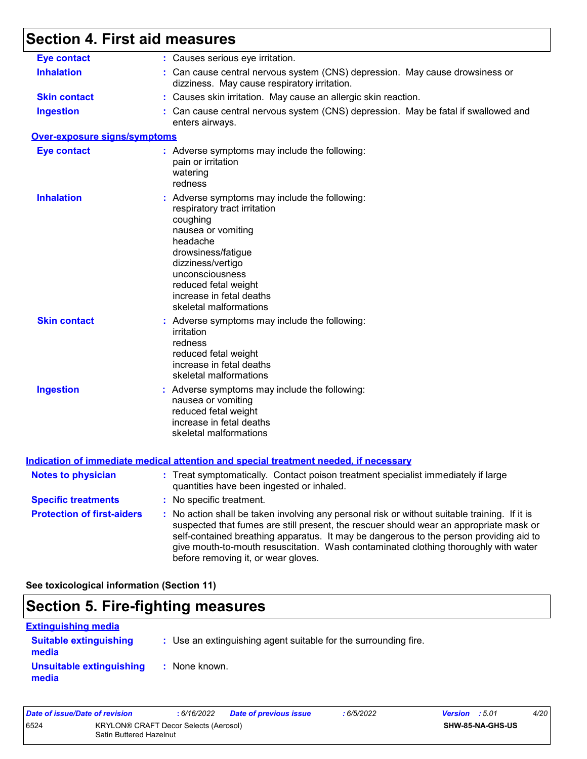## Section 4. First aid measures

**Eye contact** : Causes serious eye irritation.

**Inhalation** : Can cause central nervous system (CNS) depression. May cause drowsiness or dizziness. May cause respiratory irritation.

**Skin contact** : Causes skin irritation. May cause an allergic skin reaction.

**Ingestion** : Can cause central nervous system (CNS) depression. May be fatal if swallowed and enters airways.

### Over-exposure signs/symptoms

**Eye contact** : Adverse symptoms may include the following:
pain or irritation
watering
redness

**Inhalation** : Adverse symptoms may include the following:
respiratory tract irritation
coughing
nausea or vomiting
headache
drowsiness/fatigue
dizziness/vertigo
unconsciousness
reduced fetal weight
increase in fetal deaths
skeletal malformations

**Skin contact** : Adverse symptoms may include the following:
irritation
redness
reduced fetal weight
increase in fetal deaths
skeletal malformations

**Ingestion** : Adverse symptoms may include the following:
nausea or vomiting
reduced fetal weight
increase in fetal deaths
skeletal malformations

### Indication of immediate medical attention and special treatment needed, if necessary

**Notes to physician** : Treat symptomatically. Contact poison treatment specialist immediately if large quantities have been ingested or inhaled.

**Specific treatments** : No specific treatment.

**Protection of first-aiders** : No action shall be taken involving any personal risk or without suitable training. If it is suspected that fumes are still present, the rescuer should wear an appropriate mask or self-contained breathing apparatus. It may be dangerous to the person providing aid to give mouth-to-mouth resuscitation. Wash contaminated clothing thoroughly with water before removing it, or wear gloves.

**See toxicological information (Section 11)**

## Section 5. Fire-fighting measures

### Extinguishing media

**Suitable extinguishing media** : Use an extinguishing agent suitable for the surrounding fire.

**Unsuitable extinguishing media** : None known.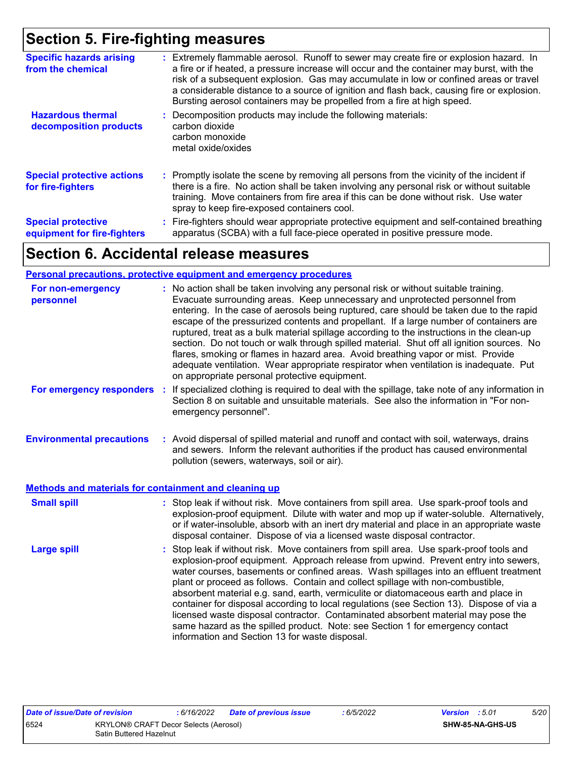# Section 5. Fire-fighting measures

**Specific hazards arising from the chemical** : Extremely flammable aerosol. Runoff to sewer may create fire or explosion hazard. In a fire or if heated, a pressure increase will occur and the container may burst, with the risk of a subsequent explosion. Gas may accumulate in low or confined areas or travel a considerable distance to a source of ignition and flash back, causing fire or explosion. Bursting aerosol containers may be propelled from a fire at high speed.

**Hazardous thermal decomposition products** : Decomposition products may include the following materials:
carbon dioxide
carbon monoxide
metal oxide/oxides

**Special protective actions for fire-fighters** : Promptly isolate the scene by removing all persons from the vicinity of the incident if there is a fire. No action shall be taken involving any personal risk or without suitable training. Move containers from fire area if this can be done without risk. Use water spray to keep fire-exposed containers cool.

**Special protective equipment for fire-fighters** : Fire-fighters should wear appropriate protective equipment and self-contained breathing apparatus (SCBA) with a full face-piece operated in positive pressure mode.

# Section 6. Accidental release measures

## Personal precautions, protective equipment and emergency procedures

**For non-emergency personnel** : No action shall be taken involving any personal risk or without suitable training. Evacuate surrounding areas. Keep unnecessary and unprotected personnel from entering. In the case of aerosols being ruptured, care should be taken due to the rapid escape of the pressurized contents and propellant. If a large number of containers are ruptured, treat as a bulk material spillage according to the instructions in the clean-up section. Do not touch or walk through spilled material. Shut off all ignition sources. No flares, smoking or flames in hazard area. Avoid breathing vapor or mist. Provide adequate ventilation. Wear appropriate respirator when ventilation is inadequate. Put on appropriate personal protective equipment.

**For emergency responders** : If specialized clothing is required to deal with the spillage, take note of any information in Section 8 on suitable and unsuitable materials. See also the information in "For non-emergency personnel".

**Environmental precautions** : Avoid dispersal of spilled material and runoff and contact with soil, waterways, drains and sewers. Inform the relevant authorities if the product has caused environmental pollution (sewers, waterways, soil or air).

## Methods and materials for containment and cleaning up

**Small spill** : Stop leak if without risk. Move containers from spill area. Use spark-proof tools and explosion-proof equipment. Dilute with water and mop up if water-soluble. Alternatively, or if water-insoluble, absorb with an inert dry material and place in an appropriate waste disposal container. Dispose of via a licensed waste disposal contractor.

**Large spill** : Stop leak if without risk. Move containers from spill area. Use spark-proof tools and explosion-proof equipment. Approach release from upwind. Prevent entry into sewers, water courses, basements or confined areas. Wash spillages into an effluent treatment plant or proceed as follows. Contain and collect spillage with non-combustible, absorbent material e.g. sand, earth, vermiculite or diatomaceous earth and place in container for disposal according to local regulations (see Section 13). Dispose of via a licensed waste disposal contractor. Contaminated absorbent material may pose the same hazard as the spilled product. Note: see Section 1 for emergency contact information and Section 13 for waste disposal.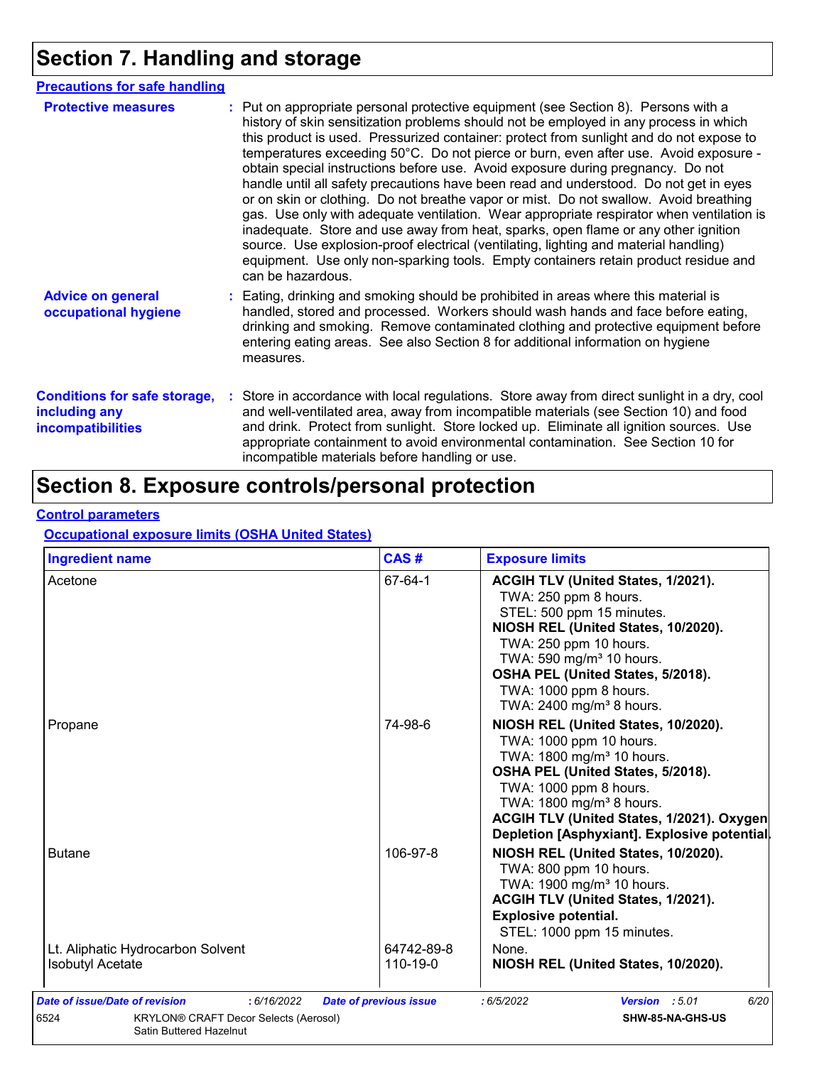# Section 7. Handling and storage

## Precautions for safe handling

**Protective measures** : Put on appropriate personal protective equipment (see Section 8). Persons with a history of skin sensitization problems should not be employed in any process in which this product is used. Pressurized container: protect from sunlight and do not expose to temperatures exceeding 50°C. Do not pierce or burn, even after use. Avoid exposure - obtain special instructions before use. Avoid exposure during pregnancy. Do not handle until all safety precautions have been read and understood. Do not get in eyes or on skin or clothing. Do not breathe vapor or mist. Do not swallow. Avoid breathing gas. Use only with adequate ventilation. Wear appropriate respirator when ventilation is inadequate. Store and use away from heat, sparks, open flame or any other ignition source. Use explosion-proof electrical (ventilating, lighting and material handling) equipment. Use only non-sparking tools. Empty containers retain product residue and can be hazardous.

**Advice on general occupational hygiene** : Eating, drinking and smoking should be prohibited in areas where this material is handled, stored and processed. Workers should wash hands and face before eating, drinking and smoking. Remove contaminated clothing and protective equipment before entering eating areas. See also Section 8 for additional information on hygiene measures.

**Conditions for safe storage, including any incompatibilities** : Store in accordance with local regulations. Store away from direct sunlight in a dry, cool and well-ventilated area, away from incompatible materials (see Section 10) and food and drink. Protect from sunlight. Store locked up. Eliminate all ignition sources. Use appropriate containment to avoid environmental contamination. See Section 10 for incompatible materials before handling or use.

# Section 8. Exposure controls/personal protection

## Control parameters

### Occupational exposure limits (OSHA United States)

| Ingredient name | CAS # | Exposure limits |
|---|---|---|
| Acetone | 67-64-1 | **ACGIH TLV (United States, 1/2021).**<br>TWA: 250 ppm 8 hours.<br>STEL: 500 ppm 15 minutes.<br>**NIOSH REL (United States, 10/2020).**<br>TWA: 250 ppm 10 hours.<br>TWA: 590 mg/m³ 10 hours.<br>**OSHA PEL (United States, 5/2018).**<br>TWA: 1000 ppm 8 hours.<br>TWA: 2400 mg/m³ 8 hours. |
| Propane | 74-98-6 | **NIOSH REL (United States, 10/2020).**<br>TWA: 1000 ppm 10 hours.<br>TWA: 1800 mg/m³ 10 hours.<br>**OSHA PEL (United States, 5/2018).**<br>TWA: 1000 ppm 8 hours.<br>TWA: 1800 mg/m³ 8 hours.<br>**ACGIH TLV (United States, 1/2021). Oxygen Depletion [Asphyxiant]. Explosive potential.** |
| Butane | 106-97-8 | **NIOSH REL (United States, 10/2020).**<br>TWA: 800 ppm 10 hours.<br>TWA: 1900 mg/m³ 10 hours.<br>**ACGIH TLV (United States, 1/2021). Explosive potential.**<br>STEL: 1000 ppm 15 minutes. |
| Lt. Aliphatic Hydrocarbon Solvent | 64742-89-8 | None. |
| Isobutyl Acetate | 110-19-0 | **NIOSH REL (United States, 10/2020).** |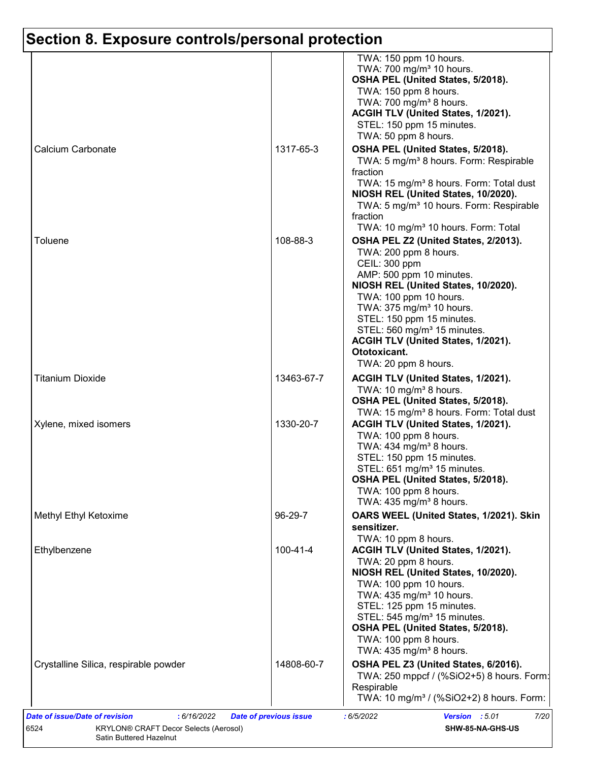## Section 8. Exposure controls/personal protection

| | | |
|---|---|---|
| | | TWA: 150 ppm 10 hours.<br>TWA: 700 mg/m³ 10 hours.<br>**OSHA PEL (United States, 5/2018).**<br>TWA: 150 ppm 8 hours.<br>TWA: 700 mg/m³ 8 hours.<br>**ACGIH TLV (United States, 1/2021).**<br>STEL: 150 ppm 15 minutes.<br>TWA: 50 ppm 8 hours. |
| Calcium Carbonate | 1317-65-3 | **OSHA PEL (United States, 5/2018).**<br>TWA: 5 mg/m³ 8 hours. Form: Respirable fraction<br>TWA: 15 mg/m³ 8 hours. Form: Total dust<br>**NIOSH REL (United States, 10/2020).**<br>TWA: 5 mg/m³ 10 hours. Form: Respirable fraction<br>TWA: 10 mg/m³ 10 hours. Form: Total |
| Toluene | 108-88-3 | **OSHA PEL Z2 (United States, 2/2013).**<br>TWA: 200 ppm 8 hours.<br>CEIL: 300 ppm<br>AMP: 500 ppm 10 minutes.<br>**NIOSH REL (United States, 10/2020).**<br>TWA: 100 ppm 10 hours.<br>TWA: 375 mg/m³ 10 hours.<br>STEL: 150 ppm 15 minutes.<br>STEL: 560 mg/m³ 15 minutes.<br>**ACGIH TLV (United States, 1/2021). Ototoxicant.**<br>TWA: 20 ppm 8 hours. |
| Titanium Dioxide | 13463-67-7 | **ACGIH TLV (United States, 1/2021).**<br>TWA: 10 mg/m³ 8 hours.<br>**OSHA PEL (United States, 5/2018).**<br>TWA: 15 mg/m³ 8 hours. Form: Total dust |
| Xylene, mixed isomers | 1330-20-7 | **ACGIH TLV (United States, 1/2021).**<br>TWA: 100 ppm 8 hours.<br>TWA: 434 mg/m³ 8 hours.<br>STEL: 150 ppm 15 minutes.<br>STEL: 651 mg/m³ 15 minutes.<br>**OSHA PEL (United States, 5/2018).**<br>TWA: 100 ppm 8 hours.<br>TWA: 435 mg/m³ 8 hours. |
| Methyl Ethyl Ketoxime | 96-29-7 | **OARS WEEL (United States, 1/2021). Skin sensitizer.**<br>TWA: 10 ppm 8 hours. |
| Ethylbenzene | 100-41-4 | **ACGIH TLV (United States, 1/2021).**<br>TWA: 20 ppm 8 hours.<br>**NIOSH REL (United States, 10/2020).**<br>TWA: 100 ppm 10 hours.<br>TWA: 435 mg/m³ 10 hours.<br>STEL: 125 ppm 15 minutes.<br>STEL: 545 mg/m³ 15 minutes.<br>**OSHA PEL (United States, 5/2018).**<br>TWA: 100 ppm 8 hours.<br>TWA: 435 mg/m³ 8 hours. |
| Crystalline Silica, respirable powder | 14808-60-7 | **OSHA PEL Z3 (United States, 6/2016).**<br>TWA: 250 mppcf / (%SiO2+5) 8 hours. Form: Respirable<br>TWA: 10 mg/m³ / (%SiO2+2) 8 hours. Form: |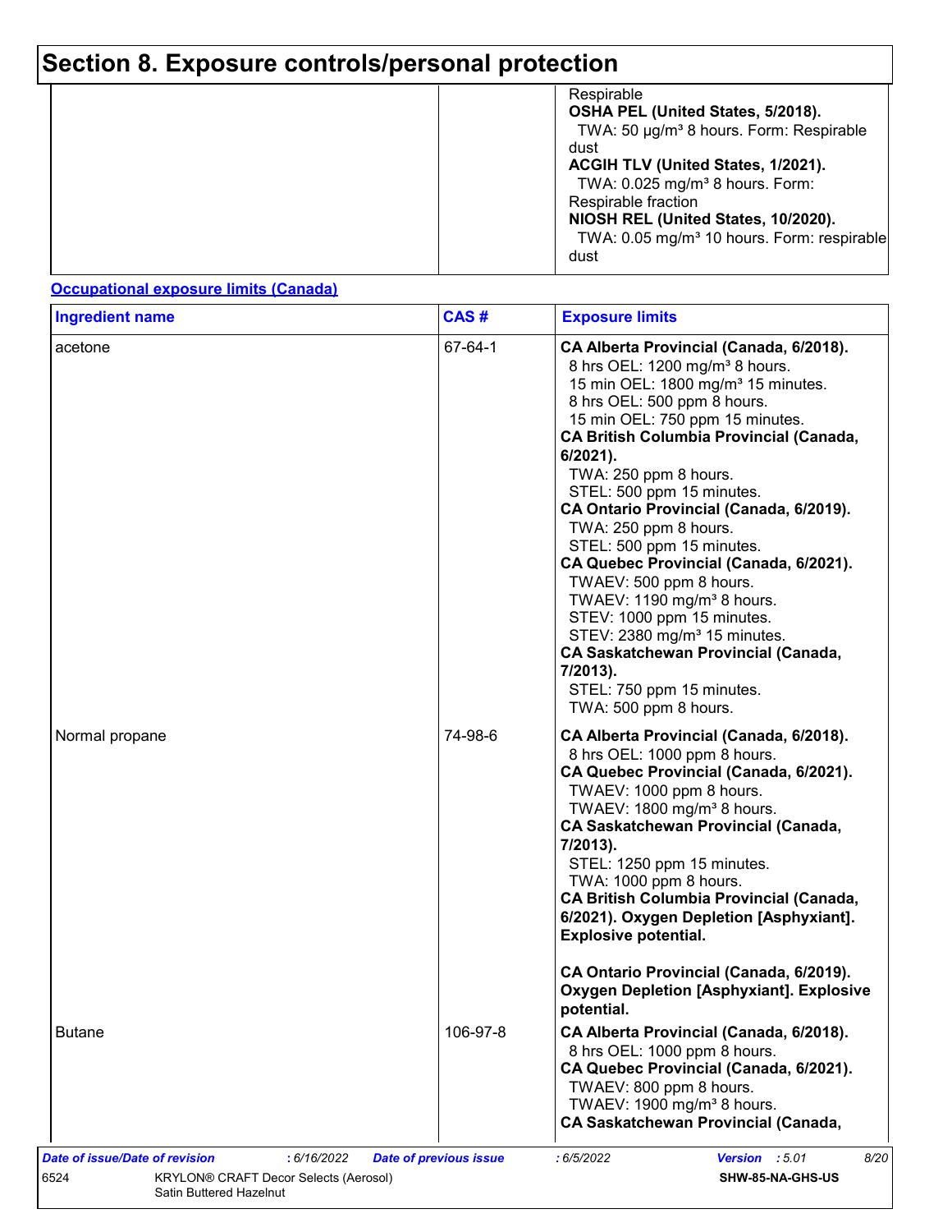# Section 8. Exposure controls/personal protection

| | | |
|---|---|---|
| | | Respirable<br>**OSHA PEL (United States, 5/2018).**<br>TWA: 50 µg/m³ 8 hours. Form: Respirable dust<br>**ACGIH TLV (United States, 1/2021).**<br>TWA: 0.025 mg/m³ 8 hours. Form: Respirable fraction<br>**NIOSH REL (United States, 10/2020).**<br>TWA: 0.05 mg/m³ 10 hours. Form: respirable dust |

**Occupational exposure limits (Canada)**

| Ingredient name | CAS # | Exposure limits |
|---|---|---|
| acetone | 67-64-1 | **CA Alberta Provincial (Canada, 6/2018).**<br>8 hrs OEL: 1200 mg/m³ 8 hours.<br>15 min OEL: 1800 mg/m³ 15 minutes.<br>8 hrs OEL: 500 ppm 8 hours.<br>15 min OEL: 750 ppm 15 minutes.<br>**CA British Columbia Provincial (Canada, 6/2021).**<br>TWA: 250 ppm 8 hours.<br>STEL: 500 ppm 15 minutes.<br>**CA Ontario Provincial (Canada, 6/2019).**<br>TWA: 250 ppm 8 hours.<br>STEL: 500 ppm 15 minutes.<br>**CA Quebec Provincial (Canada, 6/2021).**<br>TWAEV: 500 ppm 8 hours.<br>TWAEV: 1190 mg/m³ 8 hours.<br>STEV: 1000 ppm 15 minutes.<br>STEV: 2380 mg/m³ 15 minutes.<br>**CA Saskatchewan Provincial (Canada, 7/2013).**<br>STEL: 750 ppm 15 minutes.<br>TWA: 500 ppm 8 hours. |
| Normal propane | 74-98-6 | **CA Alberta Provincial (Canada, 6/2018).**<br>8 hrs OEL: 1000 ppm 8 hours.<br>**CA Quebec Provincial (Canada, 6/2021).**<br>TWAEV: 1000 ppm 8 hours.<br>TWAEV: 1800 mg/m³ 8 hours.<br>**CA Saskatchewan Provincial (Canada, 7/2013).**<br>STEL: 1250 ppm 15 minutes.<br>TWA: 1000 ppm 8 hours.<br>**CA British Columbia Provincial (Canada, 6/2021). Oxygen Depletion [Asphyxiant]. Explosive potential.**<br><br>**CA Ontario Provincial (Canada, 6/2019). Oxygen Depletion [Asphyxiant]. Explosive potential.** |
| Butane | 106-97-8 | **CA Alberta Provincial (Canada, 6/2018).**<br>8 hrs OEL: 1000 ppm 8 hours.<br>**CA Quebec Provincial (Canada, 6/2021).**<br>TWAEV: 800 ppm 8 hours.<br>TWAEV: 1900 mg/m³ 8 hours.<br>**CA Saskatchewan Provincial (Canada,** |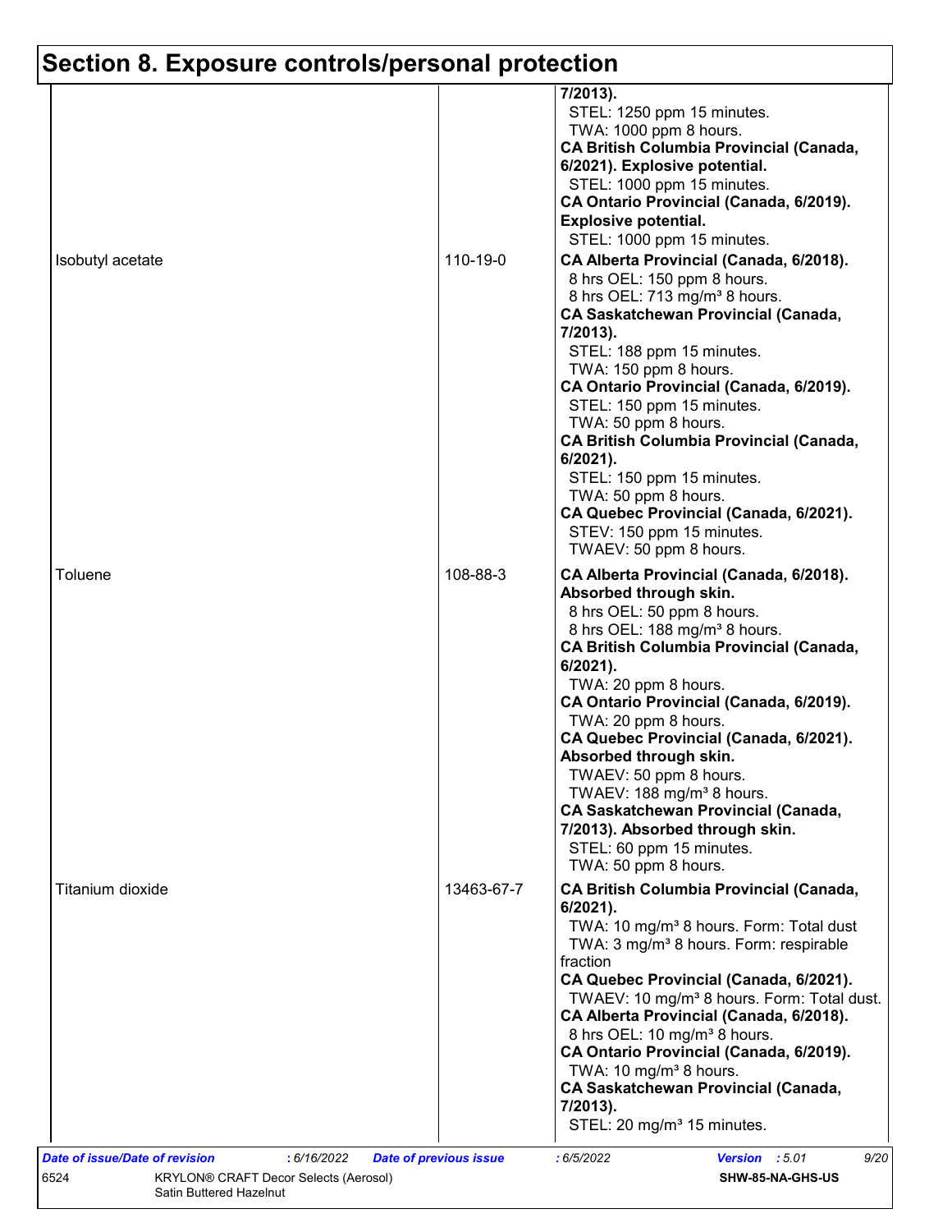## Section 8. Exposure controls/personal protection

| | | |
|---|---|---|
| | | **7/2013).**<br>STEL: 1250 ppm 15 minutes.<br>TWA: 1000 ppm 8 hours.<br>**CA British Columbia Provincial (Canada, 6/2021). Explosive potential.**<br>STEL: 1000 ppm 15 minutes.<br>**CA Ontario Provincial (Canada, 6/2019). Explosive potential.**<br>STEL: 1000 ppm 15 minutes. |
| Isobutyl acetate | 110-19-0 | **CA Alberta Provincial (Canada, 6/2018).**<br>8 hrs OEL: 150 ppm 8 hours.<br>8 hrs OEL: 713 mg/m³ 8 hours.<br>**CA Saskatchewan Provincial (Canada, 7/2013).**<br>STEL: 188 ppm 15 minutes.<br>TWA: 150 ppm 8 hours.<br>**CA Ontario Provincial (Canada, 6/2019).**<br>STEL: 150 ppm 15 minutes.<br>TWA: 50 ppm 8 hours.<br>**CA British Columbia Provincial (Canada, 6/2021).**<br>STEL: 150 ppm 15 minutes.<br>TWA: 50 ppm 8 hours.<br>**CA Quebec Provincial (Canada, 6/2021).**<br>STEV: 150 ppm 15 minutes.<br>TWAEV: 50 ppm 8 hours. |
| Toluene | 108-88-3 | **CA Alberta Provincial (Canada, 6/2018). Absorbed through skin.**<br>8 hrs OEL: 50 ppm 8 hours.<br>8 hrs OEL: 188 mg/m³ 8 hours.<br>**CA British Columbia Provincial (Canada, 6/2021).**<br>TWA: 20 ppm 8 hours.<br>**CA Ontario Provincial (Canada, 6/2019).**<br>TWA: 20 ppm 8 hours.<br>**CA Quebec Provincial (Canada, 6/2021). Absorbed through skin.**<br>TWAEV: 50 ppm 8 hours.<br>TWAEV: 188 mg/m³ 8 hours.<br>**CA Saskatchewan Provincial (Canada, 7/2013). Absorbed through skin.**<br>STEL: 60 ppm 15 minutes.<br>TWA: 50 ppm 8 hours. |
| Titanium dioxide | 13463-67-7 | **CA British Columbia Provincial (Canada, 6/2021).**<br>TWA: 10 mg/m³ 8 hours. Form: Total dust<br>TWA: 3 mg/m³ 8 hours. Form: respirable fraction<br>**CA Quebec Provincial (Canada, 6/2021).**<br>TWAEV: 10 mg/m³ 8 hours. Form: Total dust.<br>**CA Alberta Provincial (Canada, 6/2018).**<br>8 hrs OEL: 10 mg/m³ 8 hours.<br>**CA Ontario Provincial (Canada, 6/2019).**<br>TWA: 10 mg/m³ 8 hours.<br>**CA Saskatchewan Provincial (Canada, 7/2013).**<br>STEL: 20 mg/m³ 15 minutes. |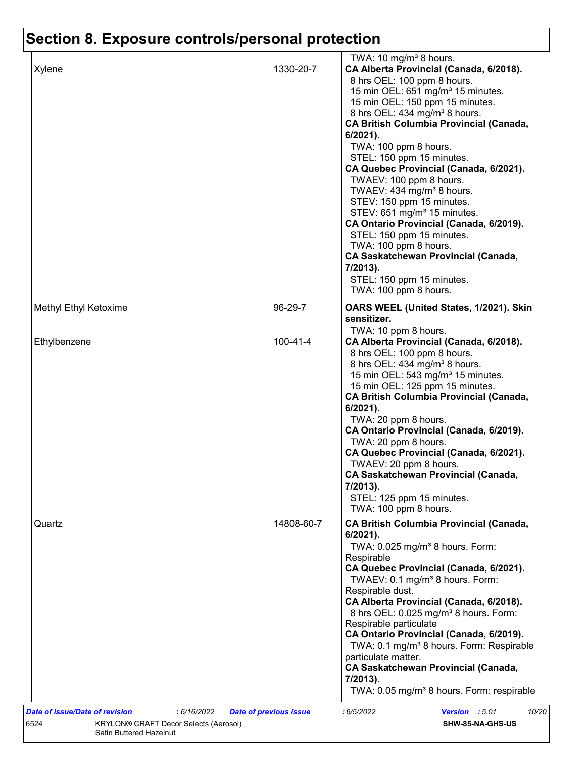# Section 8. Exposure controls/personal protection

| | | |
|---|---|---|
| | | TWA: 10 mg/m³ 8 hours. |
| Xylene | 1330-20-7 | **CA Alberta Provincial (Canada, 6/2018).**<br>8 hrs OEL: 100 ppm 8 hours.<br>15 min OEL: 651 mg/m³ 15 minutes.<br>15 min OEL: 150 ppm 15 minutes.<br>8 hrs OEL: 434 mg/m³ 8 hours.<br>**CA British Columbia Provincial (Canada, 6/2021).**<br>TWA: 100 ppm 8 hours.<br>STEL: 150 ppm 15 minutes.<br>**CA Quebec Provincial (Canada, 6/2021).**<br>TWAEV: 100 ppm 8 hours.<br>TWAEV: 434 mg/m³ 8 hours.<br>STEV: 150 ppm 15 minutes.<br>STEV: 651 mg/m³ 15 minutes.<br>**CA Ontario Provincial (Canada, 6/2019).**<br>STEL: 150 ppm 15 minutes.<br>TWA: 100 ppm 8 hours.<br>**CA Saskatchewan Provincial (Canada, 7/2013).**<br>STEL: 150 ppm 15 minutes.<br>TWA: 100 ppm 8 hours. |
| Methyl Ethyl Ketoxime | 96-29-7 | **OARS WEEL (United States, 1/2021). Skin sensitizer.**<br>TWA: 10 ppm 8 hours. |
| Ethylbenzene | 100-41-4 | **CA Alberta Provincial (Canada, 6/2018).**<br>8 hrs OEL: 100 ppm 8 hours.<br>8 hrs OEL: 434 mg/m³ 8 hours.<br>15 min OEL: 543 mg/m³ 15 minutes.<br>15 min OEL: 125 ppm 15 minutes.<br>**CA British Columbia Provincial (Canada, 6/2021).**<br>TWA: 20 ppm 8 hours.<br>**CA Ontario Provincial (Canada, 6/2019).**<br>TWA: 20 ppm 8 hours.<br>**CA Quebec Provincial (Canada, 6/2021).**<br>TWAEV: 20 ppm 8 hours.<br>**CA Saskatchewan Provincial (Canada, 7/2013).**<br>STEL: 125 ppm 15 minutes.<br>TWA: 100 ppm 8 hours. |
| Quartz | 14808-60-7 | **CA British Columbia Provincial (Canada, 6/2021).**<br>TWA: 0.025 mg/m³ 8 hours. Form: Respirable<br>**CA Quebec Provincial (Canada, 6/2021).**<br>TWAEV: 0.1 mg/m³ 8 hours. Form: Respirable dust.<br>**CA Alberta Provincial (Canada, 6/2018).**<br>8 hrs OEL: 0.025 mg/m³ 8 hours. Form: Respirable particulate<br>**CA Ontario Provincial (Canada, 6/2019).**<br>TWA: 0.1 mg/m³ 8 hours. Form: Respirable particulate matter.<br>**CA Saskatchewan Provincial (Canada, 7/2013).**<br>TWA: 0.05 mg/m³ 8 hours. Form: respirable |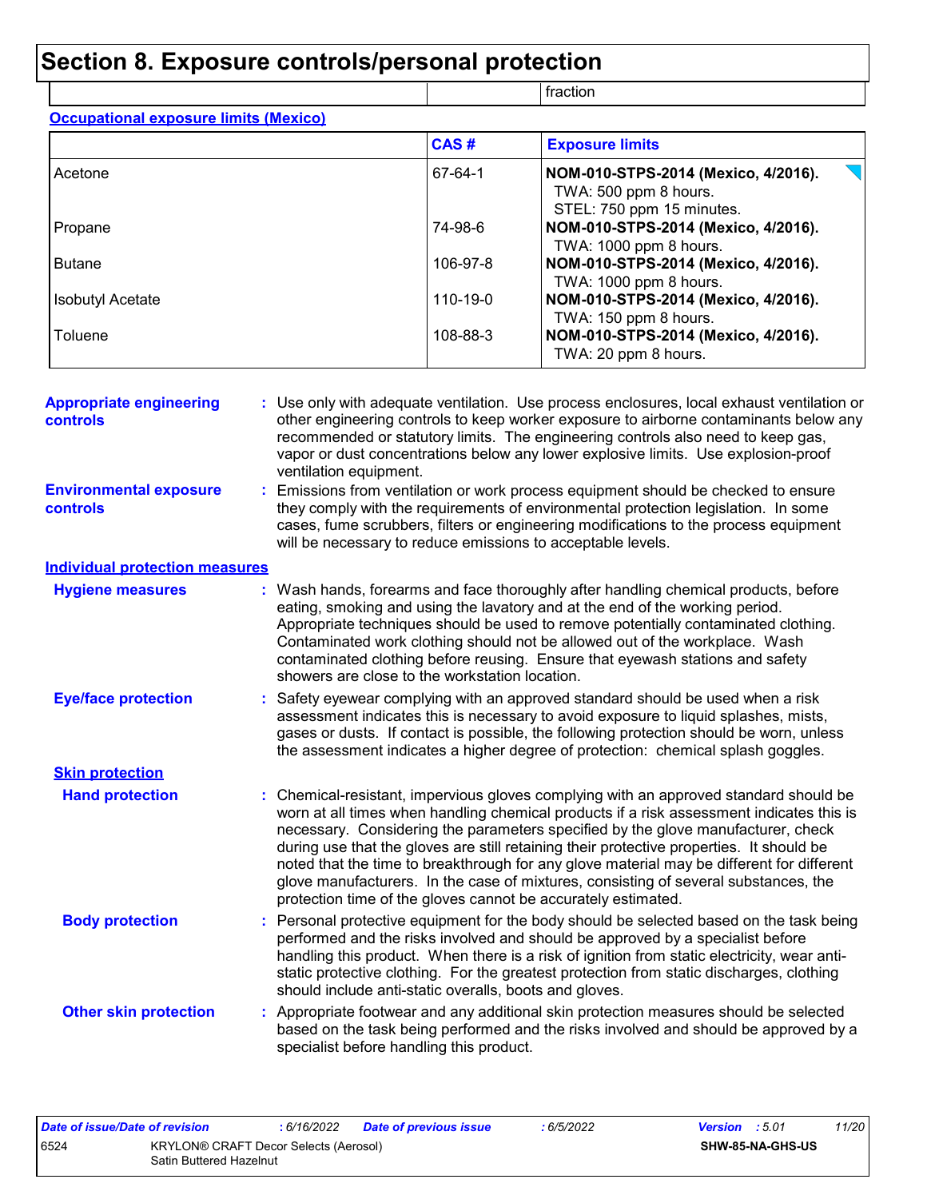# Section 8. Exposure controls/personal protection

| | | fraction |
|---|---|---|

**Occupational exposure limits (Mexico)**

| | CAS # | Exposure limits |
|---|---|---|
| Acetone | 67-64-1 | **NOM-010-STPS-2014 (Mexico, 4/2016).** TWA: 500 ppm 8 hours. STEL: 750 ppm 15 minutes. |
| Propane | 74-98-6 | **NOM-010-STPS-2014 (Mexico, 4/2016).** TWA: 1000 ppm 8 hours. |
| Butane | 106-97-8 | **NOM-010-STPS-2014 (Mexico, 4/2016).** TWA: 1000 ppm 8 hours. |
| Isobutyl Acetate | 110-19-0 | **NOM-010-STPS-2014 (Mexico, 4/2016).** TWA: 150 ppm 8 hours. |
| Toluene | 108-88-3 | **NOM-010-STPS-2014 (Mexico, 4/2016).** TWA: 20 ppm 8 hours. |

**Appropriate engineering controls** : Use only with adequate ventilation. Use process enclosures, local exhaust ventilation or other engineering controls to keep worker exposure to airborne contaminants below any recommended or statutory limits. The engineering controls also need to keep gas, vapor or dust concentrations below any lower explosive limits. Use explosion-proof ventilation equipment.

**Environmental exposure controls** : Emissions from ventilation or work process equipment should be checked to ensure they comply with the requirements of environmental protection legislation. In some cases, fume scrubbers, filters or engineering modifications to the process equipment will be necessary to reduce emissions to acceptable levels.

**Individual protection measures**

**Hygiene measures** : Wash hands, forearms and face thoroughly after handling chemical products, before eating, smoking and using the lavatory and at the end of the working period. Appropriate techniques should be used to remove potentially contaminated clothing. Contaminated work clothing should not be allowed out of the workplace. Wash contaminated clothing before reusing. Ensure that eyewash stations and safety showers are close to the workstation location.

**Eye/face protection** : Safety eyewear complying with an approved standard should be used when a risk assessment indicates this is necessary to avoid exposure to liquid splashes, mists, gases or dusts. If contact is possible, the following protection should be worn, unless the assessment indicates a higher degree of protection: chemical splash goggles.

**Skin protection**

**Hand protection** : Chemical-resistant, impervious gloves complying with an approved standard should be worn at all times when handling chemical products if a risk assessment indicates this is necessary. Considering the parameters specified by the glove manufacturer, check during use that the gloves are still retaining their protective properties. It should be noted that the time to breakthrough for any glove material may be different for different glove manufacturers. In the case of mixtures, consisting of several substances, the protection time of the gloves cannot be accurately estimated.

**Body protection** : Personal protective equipment for the body should be selected based on the task being performed and the risks involved and should be approved by a specialist before handling this product. When there is a risk of ignition from static electricity, wear anti-static protective clothing. For the greatest protection from static discharges, clothing should include anti-static overalls, boots and gloves.

**Other skin protection** : Appropriate footwear and any additional skin protection measures should be selected based on the task being performed and the risks involved and should be approved by a specialist before handling this product.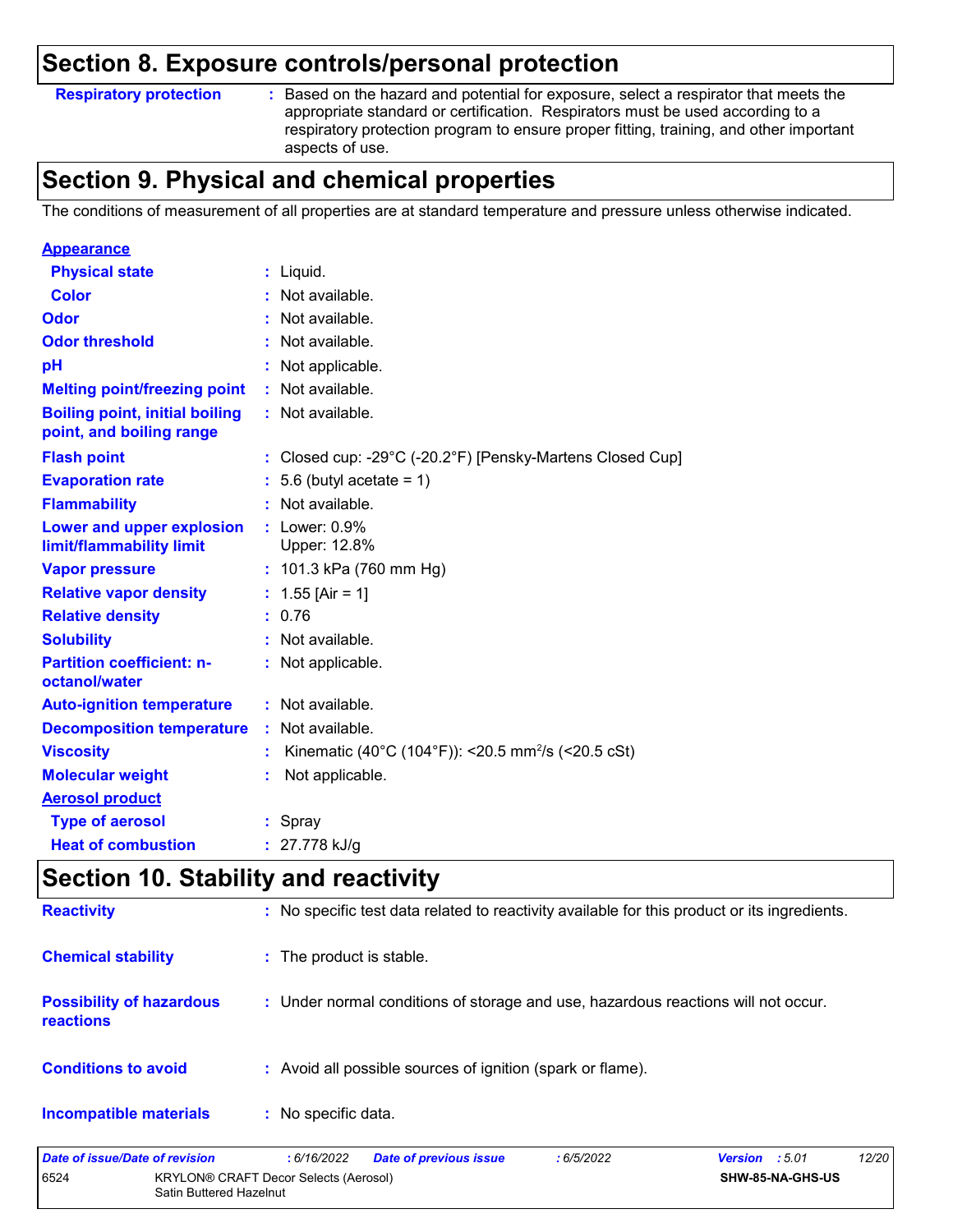## Section 8. Exposure controls/personal protection

| | |
|---|---|
| **Respiratory protection** | : Based on the hazard and potential for exposure, select a respirator that meets the appropriate standard or certification. Respirators must be used according to a respiratory protection program to ensure proper fitting, training, and other important aspects of use. |

## Section 9. Physical and chemical properties

The conditions of measurement of all properties are at standard temperature and pressure unless otherwise indicated.

| | |
|---|---|
| **Appearance** | |
| **Physical state** | : Liquid. |
| **Color** | : Not available. |
| **Odor** | : Not available. |
| **Odor threshold** | : Not available. |
| **pH** | : Not applicable. |
| **Melting point/freezing point** | : Not available. |
| **Boiling point, initial boiling point, and boiling range** | : Not available. |
| **Flash point** | : Closed cup: -29°C (-20.2°F) [Pensky-Martens Closed Cup] |
| **Evaporation rate** | : 5.6 (butyl acetate = 1) |
| **Flammability** | : Not available. |
| **Lower and upper explosion limit/flammability limit** | : Lower: 0.9%<br>Upper: 12.8% |
| **Vapor pressure** | : 101.3 kPa (760 mm Hg) |
| **Relative vapor density** | : 1.55 [Air = 1] |
| **Relative density** | : 0.76 |
| **Solubility** | : Not available. |
| **Partition coefficient: n-octanol/water** | : Not applicable. |
| **Auto-ignition temperature** | : Not available. |
| **Decomposition temperature** | : Not available. |
| **Viscosity** | : Kinematic (40°C (104°F)): <20.5 $mm^2/s$ (<20.5 cSt) |
| **Molecular weight** | : Not applicable. |
| **Aerosol product** | |
| **Type of aerosol** | : Spray |
| **Heat of combustion** | : 27.778 kJ/g |

## Section 10. Stability and reactivity

| | |
|---|---|
| **Reactivity** | : No specific test data related to reactivity available for this product or its ingredients. |
| **Chemical stability** | : The product is stable. |
| **Possibility of hazardous reactions** | : Under normal conditions of storage and use, hazardous reactions will not occur. |
| **Conditions to avoid** | : Avoid all possible sources of ignition (spark or flame). |
| **Incompatible materials** | : No specific data. |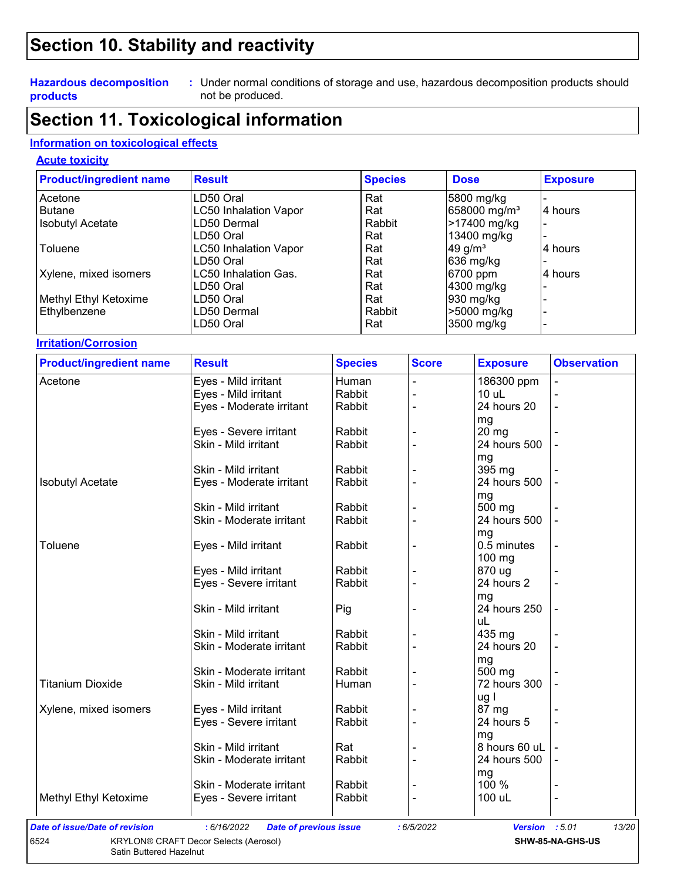## Section 10. Stability and reactivity

**Hazardous decomposition products** : Under normal conditions of storage and use, hazardous decomposition products should not be produced.

## Section 11. Toxicological information

### Information on toxicological effects

#### Acute toxicity

| Product/ingredient name | Result | Species | Dose | Exposure |
|---|---|---|---|---|
| Acetone | LD50 Oral | Rat | 5800 mg/kg | - |
| Butane | LC50 Inhalation Vapor | Rat | 658000 mg/m³ | 4 hours |
| Isobutyl Acetate | LD50 Dermal | Rabbit | >17400 mg/kg | - |
| | LD50 Oral | Rat | 13400 mg/kg | - |
| Toluene | LC50 Inhalation Vapor | Rat | 49 g/m³ | 4 hours |
| | LD50 Oral | Rat | 636 mg/kg | - |
| Xylene, mixed isomers | LC50 Inhalation Gas. | Rat | 6700 ppm | 4 hours |
| | LD50 Oral | Rat | 4300 mg/kg | - |
| Methyl Ethyl Ketoxime | LD50 Oral | Rat | 930 mg/kg | - |
| Ethylbenzene | LD50 Dermal | Rabbit | >5000 mg/kg | - |
| | LD50 Oral | Rat | 3500 mg/kg | - |

#### Irritation/Corrosion

| Product/ingredient name | Result | Species | Score | Exposure | Observation |
|---|---|---|---|---|---|
| Acetone | Eyes - Mild irritant | Human | - | 186300 ppm | - |
| | Eyes - Mild irritant | Rabbit | - | 10 uL | - |
| | Eyes - Moderate irritant | Rabbit | - | 24 hours 20 mg | - |
| | Eyes - Severe irritant | Rabbit | - | 20 mg | - |
| | Skin - Mild irritant | Rabbit | - | 24 hours 500 mg | - |
| | Skin - Mild irritant | Rabbit | - | 395 mg | - |
| Isobutyl Acetate | Eyes - Moderate irritant | Rabbit | - | 24 hours 500 mg | - |
| | Skin - Mild irritant | Rabbit | - | 500 mg | - |
| | Skin - Moderate irritant | Rabbit | - | 24 hours 500 mg | - |
| Toluene | Eyes - Mild irritant | Rabbit | - | 0.5 minutes 100 mg | - |
| | Eyes - Mild irritant | Rabbit | - | 870 ug | - |
| | Eyes - Severe irritant | Rabbit | - | 24 hours 2 mg | - |
| | Skin - Mild irritant | Pig | - | 24 hours 250 uL | - |
| | Skin - Mild irritant | Rabbit | - | 435 mg | - |
| | Skin - Moderate irritant | Rabbit | - | 24 hours 20 mg | - |
| | Skin - Moderate irritant | Rabbit | - | 500 mg | - |
| Titanium Dioxide | Skin - Mild irritant | Human | - | 72 hours 300 ug I | - |
| Xylene, mixed isomers | Eyes - Mild irritant | Rabbit | - | 87 mg | - |
| | Eyes - Severe irritant | Rabbit | - | 24 hours 5 mg | - |
| | Skin - Mild irritant | Rat | - | 8 hours 60 uL | - |
| | Skin - Moderate irritant | Rabbit | - | 24 hours 500 mg | - |
| | Skin - Moderate irritant | Rabbit | - | 100 % | - |
| Methyl Ethyl Ketoxime | Eyes - Severe irritant | Rabbit | - | 100 uL | - |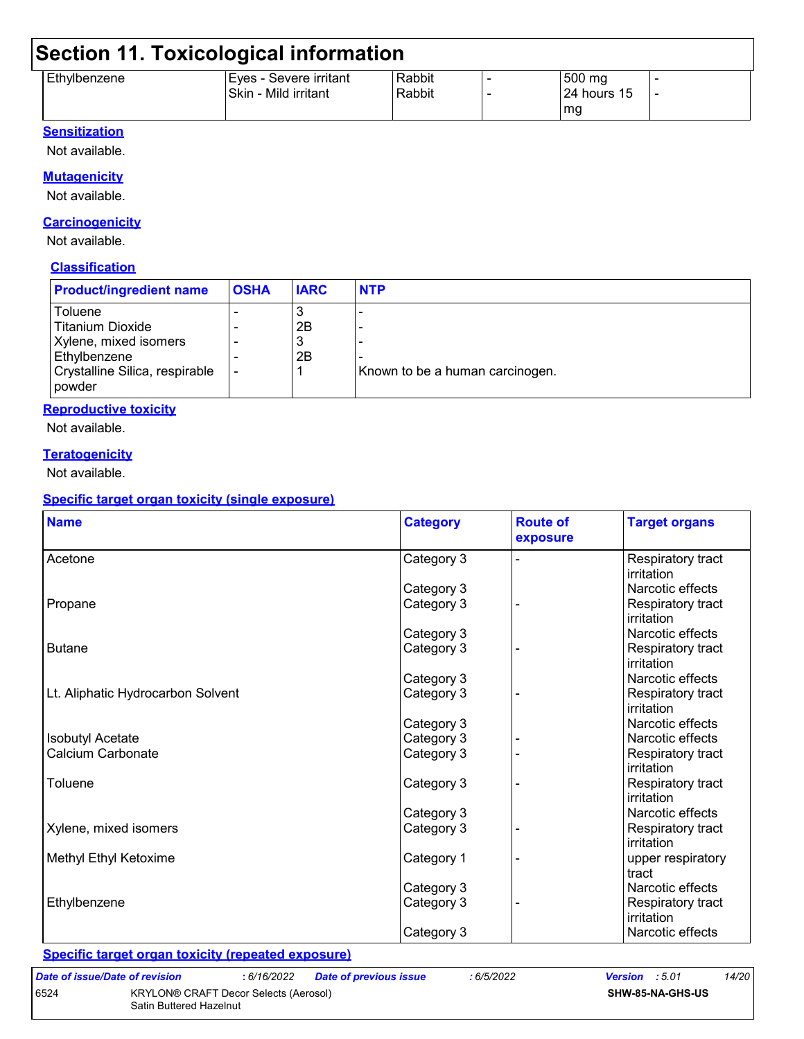# Section 11. Toxicological information

| | | | | | |
|---|---|---|---|---|---|
| Ethylbenzene | Eyes - Severe irritant<br>Skin - Mild irritant | Rabbit<br>Rabbit | -<br>- | 500 mg<br>24 hours 15 mg | -<br>- |

**Sensitization**

Not available.

**Mutagenicity**

Not available.

**Carcinogenicity**

Not available.

**Classification**

| Product/ingredient name | OSHA | IARC | NTP |
|---|---|---|---|
| Toluene | - | 3 | - |
| Titanium Dioxide | - | 2B | - |
| Xylene, mixed isomers | - | 3 | - |
| Ethylbenzene | - | 2B | - |
| Crystalline Silica, respirable powder | - | 1 | Known to be a human carcinogen. |

**Reproductive toxicity**

Not available.

**Teratogenicity**

Not available.

**Specific target organ toxicity (single exposure)**

| Name | Category | Route of exposure | Target organs |
|---|---|---|---|
| Acetone | Category 3 | - | Respiratory tract irritation |
| | Category 3 | | Narcotic effects |
| Propane | Category 3 | - | Respiratory tract irritation |
| | Category 3 | | Narcotic effects |
| Butane | Category 3 | - | Respiratory tract irritation |
| | Category 3 | | Narcotic effects |
| Lt. Aliphatic Hydrocarbon Solvent | Category 3 | - | Respiratory tract irritation |
| | Category 3 | | Narcotic effects |
| Isobutyl Acetate | Category 3 | - | Narcotic effects |
| Calcium Carbonate | Category 3 | - | Respiratory tract irritation |
| Toluene | Category 3 | - | Respiratory tract irritation |
| | Category 3 | | Narcotic effects |
| Xylene, mixed isomers | Category 3 | - | Respiratory tract irritation |
| Methyl Ethyl Ketoxime | Category 1 | - | upper respiratory tract |
| | Category 3 | | Narcotic effects |
| Ethylbenzene | Category 3 | - | Respiratory tract irritation |
| | Category 3 | | Narcotic effects |

**Specific target organ toxicity (repeated exposure)**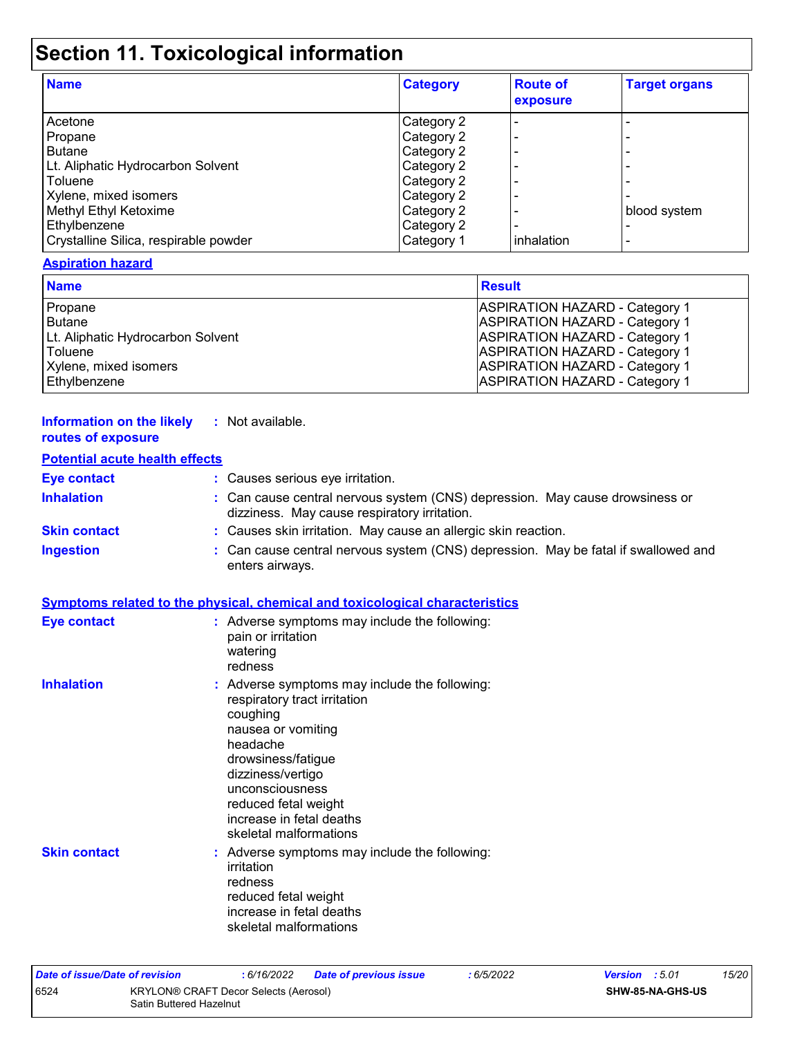# Section 11. Toxicological information

| Name | Category | Route of exposure | Target organs |
|---|---|---|---|
| Acetone | Category 2 | - | - |
| Propane | Category 2 | - | - |
| Butane | Category 2 | - | - |
| Lt. Aliphatic Hydrocarbon Solvent | Category 2 | - | - |
| Toluene | Category 2 | - | - |
| Xylene, mixed isomers | Category 2 | - | - |
| Methyl Ethyl Ketoxime | Category 2 | - | blood system |
| Ethylbenzene | Category 2 | - | - |
| Crystalline Silica, respirable powder | Category 1 | inhalation | - |

**Aspiration hazard**

| Name | Result |
|---|---|
| Propane | ASPIRATION HAZARD - Category 1 |
| Butane | ASPIRATION HAZARD - Category 1 |
| Lt. Aliphatic Hydrocarbon Solvent | ASPIRATION HAZARD - Category 1 |
| Toluene | ASPIRATION HAZARD - Category 1 |
| Xylene, mixed isomers | ASPIRATION HAZARD - Category 1 |
| Ethylbenzene | ASPIRATION HAZARD - Category 1 |

**Information on the likely routes of exposure** : Not available.

**Potential acute health effects**

**Eye contact** : Causes serious eye irritation.

**Inhalation** : Can cause central nervous system (CNS) depression. May cause drowsiness or dizziness. May cause respiratory irritation.

**Skin contact** : Causes skin irritation. May cause an allergic skin reaction.

**Ingestion** : Can cause central nervous system (CNS) depression. May be fatal if swallowed and enters airways.

**Symptoms related to the physical, chemical and toxicological characteristics**

**Eye contact** : Adverse symptoms may include the following:
pain or irritation
watering
redness

**Inhalation** : Adverse symptoms may include the following:
respiratory tract irritation
coughing
nausea or vomiting
headache
drowsiness/fatigue
dizziness/vertigo
unconsciousness
reduced fetal weight
increase in fetal deaths
skeletal malformations

**Skin contact** : Adverse symptoms may include the following:
irritation
redness
reduced fetal weight
increase in fetal deaths
skeletal malformations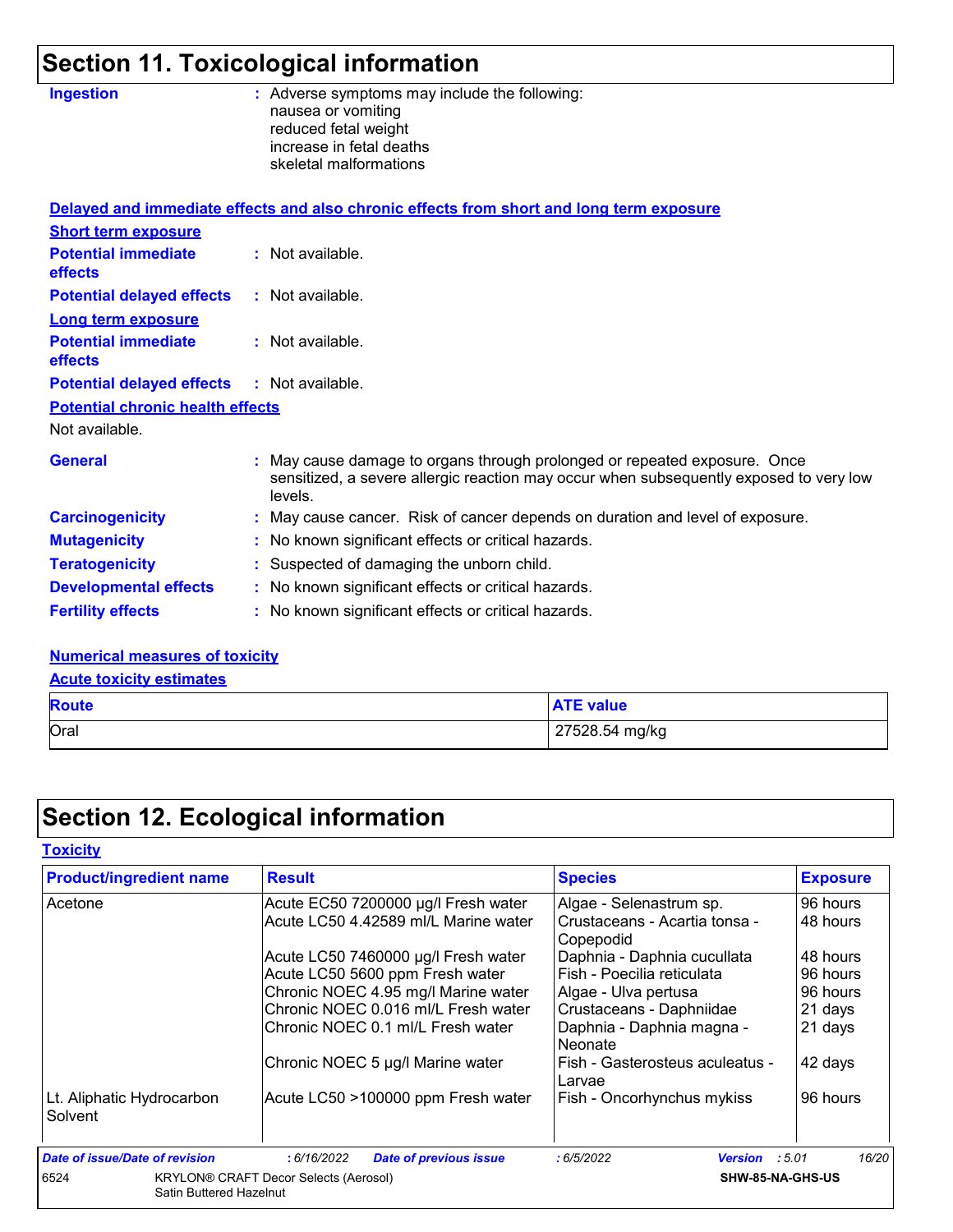## Section 11. Toxicological information

**Ingestion** : Adverse symptoms may include the following:
nausea or vomiting
reduced fetal weight
increase in fetal deaths
skeletal malformations

**Delayed and immediate effects and also chronic effects from short and long term exposure**

**Short term exposure**

**Potential immediate effects** : Not available.

**Potential delayed effects** : Not available.

**Long term exposure**

**Potential immediate effects** : Not available.

**Potential delayed effects** : Not available.

**Potential chronic health effects**

Not available.

**General** : May cause damage to organs through prolonged or repeated exposure. Once sensitized, a severe allergic reaction may occur when subsequently exposed to very low levels.

**Carcinogenicity** : May cause cancer. Risk of cancer depends on duration and level of exposure.

**Mutagenicity** : No known significant effects or critical hazards.

**Teratogenicity** : Suspected of damaging the unborn child.

**Developmental effects** : No known significant effects or critical hazards.

**Fertility effects** : No known significant effects or critical hazards.

**Numerical measures of toxicity**

**Acute toxicity estimates**

| Route | ATE value |
|---|---|
| Oral | 27528.54 mg/kg |

## Section 12. Ecological information

**Toxicity**

| Product/ingredient name | Result | Species | Exposure |
|---|---|---|---|
| Acetone | Acute EC50 7200000 µg/l Fresh water | Algae - Selenastrum sp. | 96 hours |
| | Acute LC50 4.42589 ml/L Marine water | Crustaceans - Acartia tonsa - Copepodid | 48 hours |
| | Acute LC50 7460000 µg/l Fresh water | Daphnia - Daphnia cucullata | 48 hours |
| | Acute LC50 5600 ppm Fresh water | Fish - Poecilia reticulata | 96 hours |
| | Chronic NOEC 4.95 mg/l Marine water | Algae - Ulva pertusa | 96 hours |
| | Chronic NOEC 0.016 ml/L Fresh water | Crustaceans - Daphniidae | 21 days |
| | Chronic NOEC 0.1 ml/L Fresh water | Daphnia - Daphnia magna - Neonate | 21 days |
| | Chronic NOEC 5 µg/l Marine water | Fish - Gasterosteus aculeatus - Larvae | 42 days |
| Lt. Aliphatic Hydrocarbon Solvent | Acute LC50 >100000 ppm Fresh water | Fish - Oncorhynchus mykiss | 96 hours |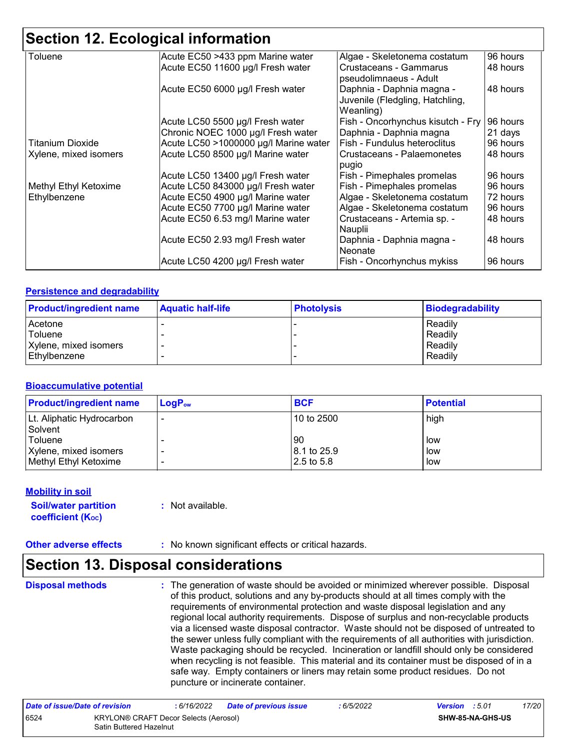# Section 12. Ecological information

| | | | |
|---|---|---|---|
| Toluene | Acute EC50 >433 ppm Marine water | Algae - Skeletonema costatum | 96 hours |
| | Acute EC50 11600 µg/l Fresh water | Crustaceans - Gammarus pseudolimnaeus - Adult | 48 hours |
| | Acute EC50 6000 µg/l Fresh water | Daphnia - Daphnia magna - Juvenile (Fledgling, Hatchling, Weanling) | 48 hours |
| | Acute LC50 5500 µg/l Fresh water | Fish - Oncorhynchus kisutch - Fry | 96 hours |
| | Chronic NOEC 1000 µg/l Fresh water | Daphnia - Daphnia magna | 21 days |
| Titanium Dioxide | Acute LC50 >1000000 µg/l Marine water | Fish - Fundulus heteroclitus | 96 hours |
| Xylene, mixed isomers | Acute LC50 8500 µg/l Marine water | Crustaceans - Palaemonetes pugio | 48 hours |
| | Acute LC50 13400 µg/l Fresh water | Fish - Pimephales promelas | 96 hours |
| Methyl Ethyl Ketoxime | Acute LC50 843000 µg/l Fresh water | Fish - Pimephales promelas | 96 hours |
| Ethylbenzene | Acute EC50 4900 µg/l Marine water | Algae - Skeletonema costatum | 72 hours |
| | Acute EC50 7700 µg/l Marine water | Algae - Skeletonema costatum | 96 hours |
| | Acute EC50 6.53 mg/l Marine water | Crustaceans - Artemia sp. - Nauplii | 48 hours |
| | Acute EC50 2.93 mg/l Fresh water | Daphnia - Daphnia magna - Neonate | 48 hours |
| | Acute LC50 4200 µg/l Fresh water | Fish - Oncorhynchus mykiss | 96 hours |

## Persistence and degradability

| Product/ingredient name | Aquatic half-life | Photolysis | Biodegradability |
|---|---|---|---|
| Acetone | - | - | Readily |
| Toluene | - | - | Readily |
| Xylene, mixed isomers | - | - | Readily |
| Ethylbenzene | - | - | Readily |

## Bioaccumulative potential

| Product/ingredient name | $LogP_{ow}$ | BCF | Potential |
|---|---|---|---|
| Lt. Aliphatic Hydrocarbon Solvent | - | 10 to 2500 | high |
| Toluene | - | 90 | low |
| Xylene, mixed isomers | - | 8.1 to 25.9 | low |
| Methyl Ethyl Ketoxime | - | 2.5 to 5.8 | low |

## Mobility in soil

**Soil/water partition coefficient ($K_{OC}$)** : Not available.

**Other adverse effects** : No known significant effects or critical hazards.

# Section 13. Disposal considerations

**Disposal methods** : The generation of waste should be avoided or minimized wherever possible. Disposal of this product, solutions and any by-products should at all times comply with the requirements of environmental protection and waste disposal legislation and any regional local authority requirements. Dispose of surplus and non-recyclable products via a licensed waste disposal contractor. Waste should not be disposed of untreated to the sewer unless fully compliant with the requirements of all authorities with jurisdiction. Waste packaging should be recycled. Incineration or landfill should only be considered when recycling is not feasible. This material and its container must be disposed of in a safe way. Empty containers or liners may retain some product residues. Do not puncture or incinerate container.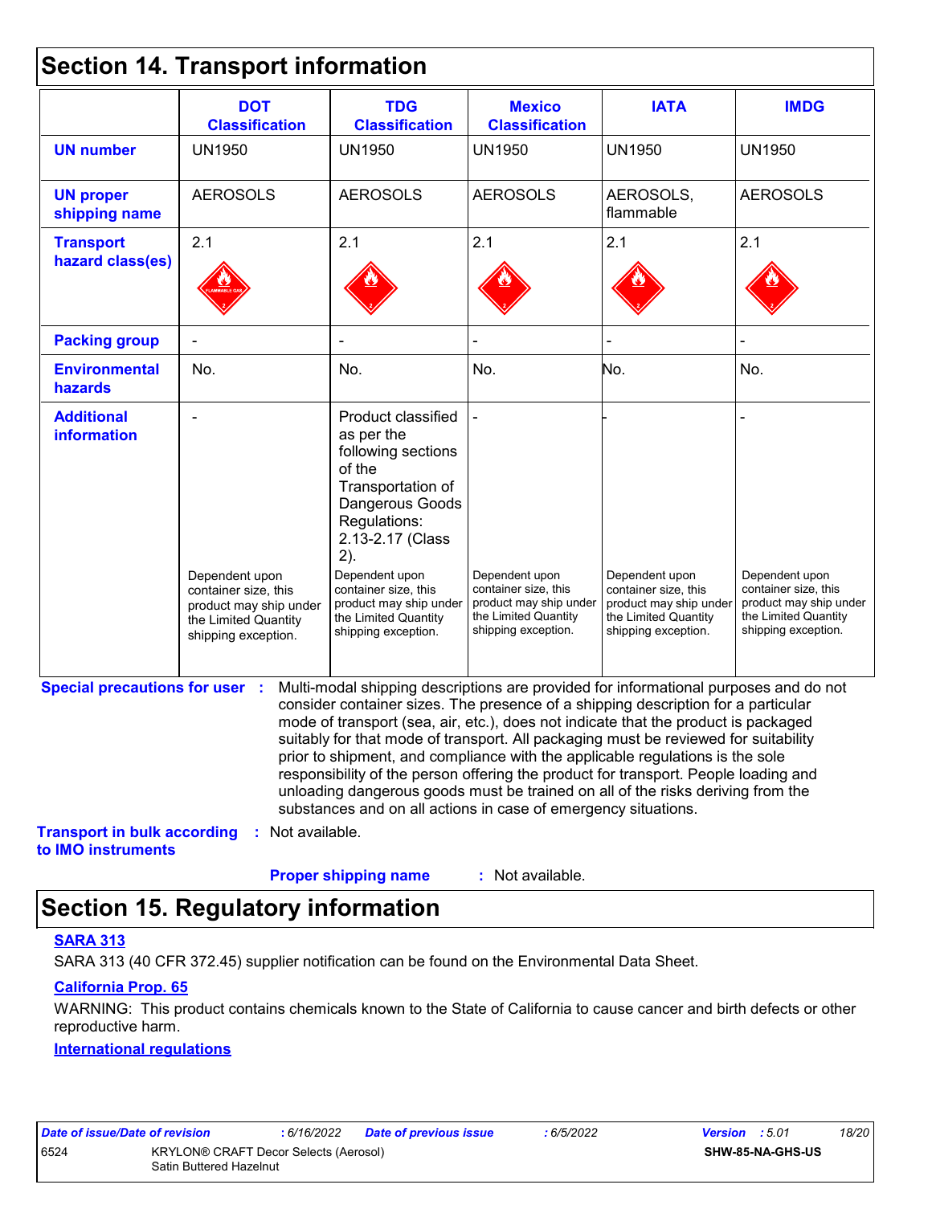## Section 14. Transport information

| | DOT Classification | TDG Classification | Mexico Classification | IATA | IMDG |
|---|---|---|---|---|---|
| **UN number** | UN1950 | UN1950 | UN1950 | UN1950 | UN1950 |
| **UN proper shipping name** | AEROSOLS | AEROSOLS | AEROSOLS | AEROSOLS, flammable | AEROSOLS |
| **Transport hazard class(es)** | 2.1 | 2.1 | 2.1 | 2.1 | 2.1 |
| **Packing group** | - | - | - | - | - |
| **Environmental hazards** | No. | No. | No. | No. | No. |
| **Additional information** | - <br><br> Dependent upon container size, this product may ship under the Limited Quantity shipping exception. | Product classified as per the following sections of the Transportation of Dangerous Goods Regulations: 2.13-2.17 (Class 2). <br><br> Dependent upon container size, this product may ship under the Limited Quantity shipping exception. | - <br><br> Dependent upon container size, this product may ship under the Limited Quantity shipping exception. | - <br><br> Dependent upon container size, this product may ship under the Limited Quantity shipping exception. | - <br><br> Dependent upon container size, this product may ship under the Limited Quantity shipping exception. |

**Special precautions for user** : Multi-modal shipping descriptions are provided for informational purposes and do not consider container sizes. The presence of a shipping description for a particular mode of transport (sea, air, etc.), does not indicate that the product is packaged suitably for that mode of transport. All packaging must be reviewed for suitability prior to shipment, and compliance with the applicable regulations is the sole responsibility of the person offering the product for transport. People loading and unloading dangerous goods must be trained on all of the risks deriving from the substances and on all actions in case of emergency situations.

**Transport in bulk according to IMO instruments** : Not available.

**Proper shipping name** : Not available.

## Section 15. Regulatory information

**SARA 313**

SARA 313 (40 CFR 372.45) supplier notification can be found on the Environmental Data Sheet.

**California Prop. 65**

WARNING: This product contains chemicals known to the State of California to cause cancer and birth defects or other reproductive harm.

**International regulations**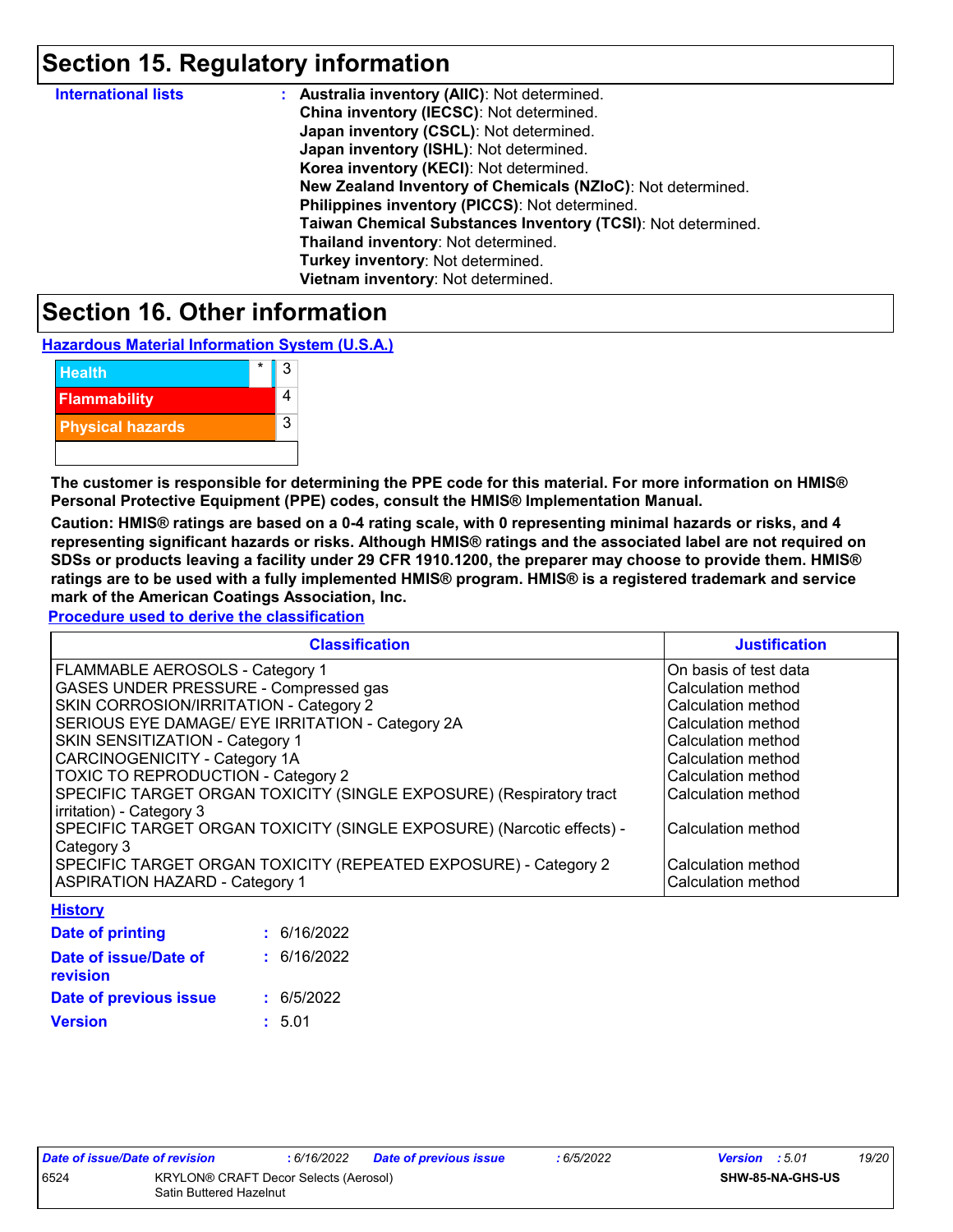## Section 15. Regulatory information

**International lists** : **Australia inventory (AIIC)**: Not determined.
**China inventory (IECSC)**: Not determined.
**Japan inventory (CSCL)**: Not determined.
**Japan inventory (ISHL)**: Not determined.
**Korea inventory (KECI)**: Not determined.
**New Zealand Inventory of Chemicals (NZIoC)**: Not determined.
**Philippines inventory (PICCS)**: Not determined.
**Taiwan Chemical Substances Inventory (TCSI)**: Not determined.
**Thailand inventory**: Not determined.
**Turkey inventory**: Not determined.
**Vietnam inventory**: Not determined.

## Section 16. Other information

**Hazardous Material Information System (U.S.A.)**

| | | |
|---|---|---|
| Health | * | 3 |
| Flammability | | 4 |
| Physical hazards | | 3 |
| | | |

**The customer is responsible for determining the PPE code for this material. For more information on HMIS® Personal Protective Equipment (PPE) codes, consult the HMIS® Implementation Manual.**

**Caution: HMIS® ratings are based on a 0-4 rating scale, with 0 representing minimal hazards or risks, and 4 representing significant hazards or risks. Although HMIS® ratings and the associated label are not required on SDSs or products leaving a facility under 29 CFR 1910.1200, the preparer may choose to provide them. HMIS® ratings are to be used with a fully implemented HMIS® program. HMIS® is a registered trademark and service mark of the American Coatings Association, Inc.**

**Procedure used to derive the classification**

| Classification | Justification |
|---|---|
| FLAMMABLE AEROSOLS - Category 1 | On basis of test data |
| GASES UNDER PRESSURE - Compressed gas | Calculation method |
| SKIN CORROSION/IRRITATION - Category 2 | Calculation method |
| SERIOUS EYE DAMAGE/ EYE IRRITATION - Category 2A | Calculation method |
| SKIN SENSITIZATION - Category 1 | Calculation method |
| CARCINOGENICITY - Category 1A | Calculation method |
| TOXIC TO REPRODUCTION - Category 2 | Calculation method |
| SPECIFIC TARGET ORGAN TOXICITY (SINGLE EXPOSURE) (Respiratory tract irritation) - Category 3 | Calculation method |
| SPECIFIC TARGET ORGAN TOXICITY (SINGLE EXPOSURE) (Narcotic effects) - Category 3 | Calculation method |
| SPECIFIC TARGET ORGAN TOXICITY (REPEATED EXPOSURE) - Category 2 | Calculation method |
| ASPIRATION HAZARD - Category 1 | Calculation method |

**History**

**Date of printing** : 6/16/2022

**Date of issue/Date of revision** : 6/16/2022

**Date of previous issue** : 6/5/2022

**Version** : 5.01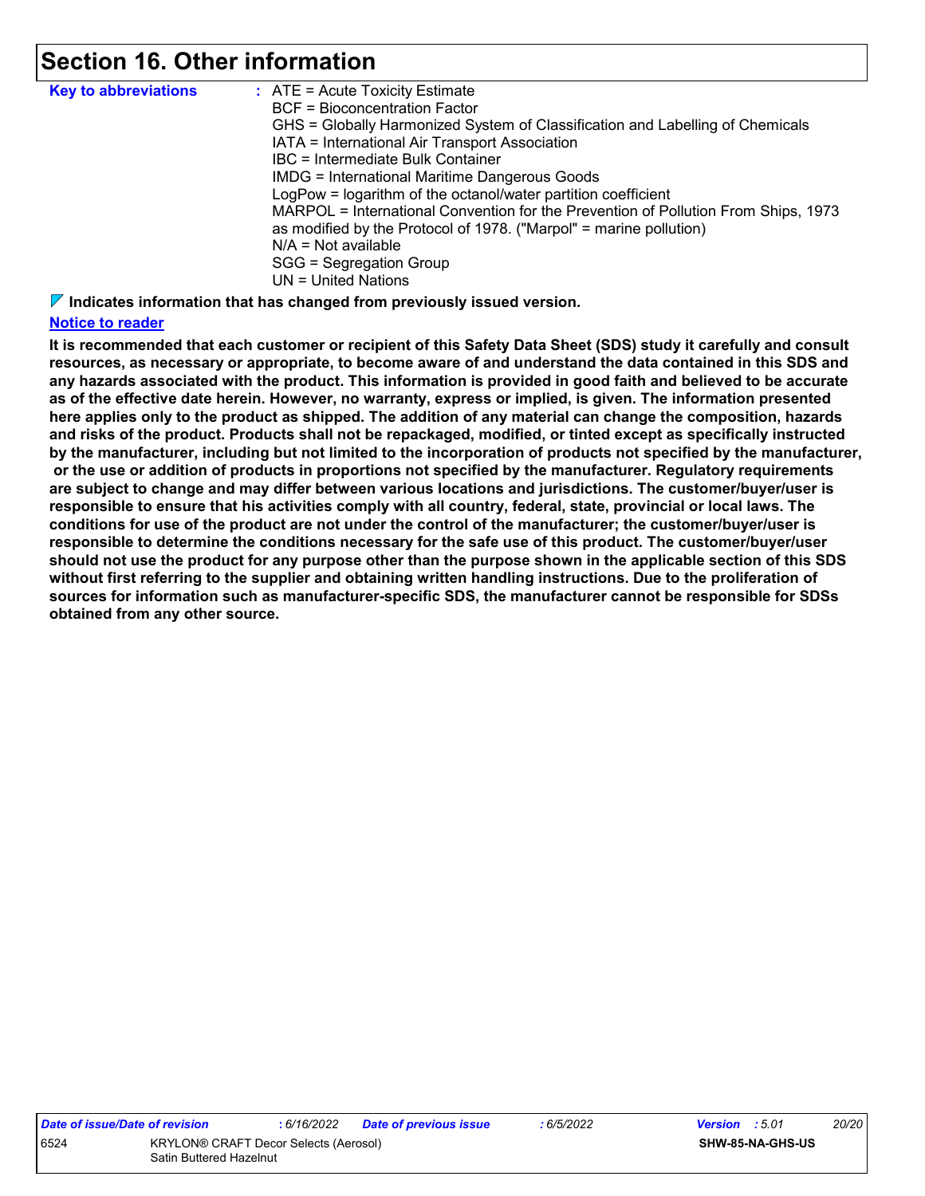# Section 16. Other information

**Key to abbreviations** : ATE = Acute Toxicity Estimate
BCF = Bioconcentration Factor
GHS = Globally Harmonized System of Classification and Labelling of Chemicals
IATA = International Air Transport Association
IBC = Intermediate Bulk Container
IMDG = International Maritime Dangerous Goods
LogPow = logarithm of the octanol/water partition coefficient
MARPOL = International Convention for the Prevention of Pollution From Ships, 1973 as modified by the Protocol of 1978. ("Marpol" = marine pollution)
N/A = Not available
SGG = Segregation Group
UN = United Nations

**Indicates information that has changed from previously issued version.**

**Notice to reader**

**It is recommended that each customer or recipient of this Safety Data Sheet (SDS) study it carefully and consult resources, as necessary or appropriate, to become aware of and understand the data contained in this SDS and any hazards associated with the product. This information is provided in good faith and believed to be accurate as of the effective date herein. However, no warranty, express or implied, is given. The information presented here applies only to the product as shipped. The addition of any material can change the composition, hazards and risks of the product. Products shall not be repackaged, modified, or tinted except as specifically instructed by the manufacturer, including but not limited to the incorporation of products not specified by the manufacturer, or the use or addition of products in proportions not specified by the manufacturer. Regulatory requirements are subject to change and may differ between various locations and jurisdictions. The customer/buyer/user is responsible to ensure that his activities comply with all country, federal, state, provincial or local laws. The conditions for use of the product are not under the control of the manufacturer; the customer/buyer/user is responsible to determine the conditions necessary for the safe use of this product. The customer/buyer/user should not use the product for any purpose other than the purpose shown in the applicable section of this SDS without first referring to the supplier and obtaining written handling instructions. Due to the proliferation of sources for information such as manufacturer-specific SDS, the manufacturer cannot be responsible for SDSs obtained from any other source.**